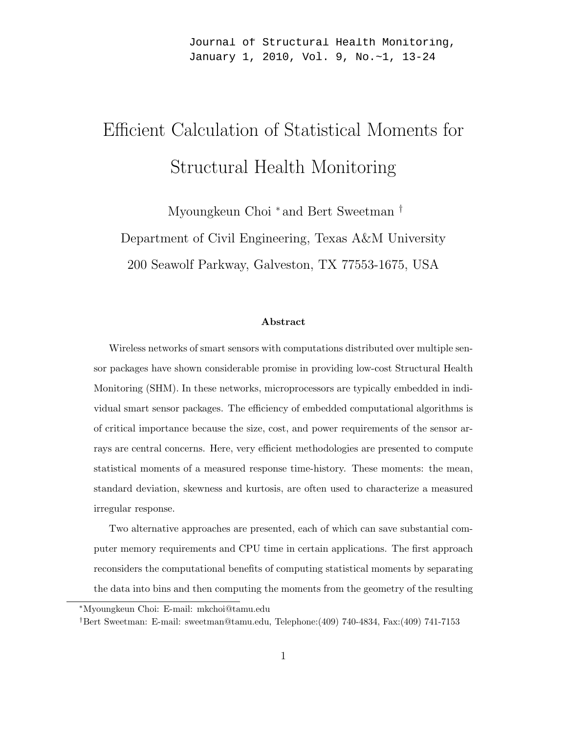Journal of Structural Health Monitoring, January 1, 2010, Vol. 9, No.~1, 13-24

# Efficient Calculation of Statistical Moments for Structural Health Monitoring

Myoungkeun Choi [*] and Bert Sweetman [†]

Department of Civil Engineering, Texas A&M University

200 Seawolf Parkway, Galveston, TX 77553-1675, USA

### Abstract

Wireless networks of smart sensors with computations distributed over multiple sensor packages have shown considerable promise in providing low-cost Structural Health Monitoring (SHM). In these networks, microprocessors are typically embedded in individual smart sensor packages. The efficiency of embedded computational algorithms is of critical importance because the size, cost, and power requirements of the sensor arrays are central concerns. Here, very efficient methodologies are presented to compute statistical moments of a measured response time-history. These moments: the mean, standard deviation, skewness and kurtosis, are often used to characterize a measured irregular response.

Two alternative approaches are presented, each of which can save substantial computer memory requirements and CPU time in certain applications. The first approach reconsiders the computational benefits of computing statistical moments by separating the data into bins and then computing the moments from the geometry of the resulting

---

[*] Myoungkeun Choi: E-mail: mkchoi@tamu.edu

[†] Bert Sweetman: E-mail: sweetman@tamu.edu, Telephone:(409) 740-4834, Fax:(409) 741-7153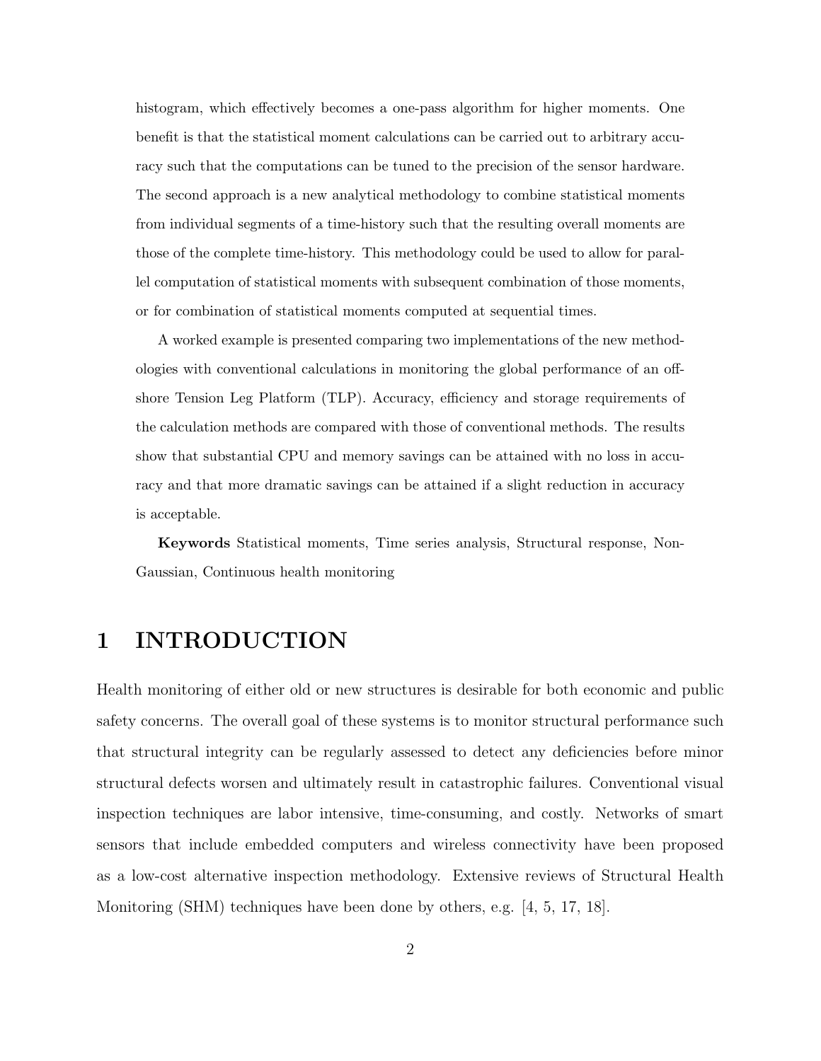histogram, which effectively becomes a one-pass algorithm for higher moments. One benefit is that the statistical moment calculations can be carried out to arbitrary accuracy such that the computations can be tuned to the precision of the sensor hardware. The second approach is a new analytical methodology to combine statistical moments from individual segments of a time-history such that the resulting overall moments are those of the complete time-history. This methodology could be used to allow for parallel computation of statistical moments with subsequent combination of those moments, or for combination of statistical moments computed at sequential times.

A worked example is presented comparing two implementations of the new methodologies with conventional calculations in monitoring the global performance of an offshore Tension Leg Platform (TLP). Accuracy, efficiency and storage requirements of the calculation methods are compared with those of conventional methods. The results show that substantial CPU and memory savings can be attained with no loss in accuracy and that more dramatic savings can be attained if a slight reduction in accuracy is acceptable.

**Keywords** Statistical moments, Time series analysis, Structural response, Non-Gaussian, Continuous health monitoring

# 1 INTRODUCTION

Health monitoring of either old or new structures is desirable for both economic and public safety concerns. The overall goal of these systems is to monitor structural performance such that structural integrity can be regularly assessed to detect any deficiencies before minor structural defects worsen and ultimately result in catastrophic failures. Conventional visual inspection techniques are labor intensive, time-consuming, and costly. Networks of smart sensors that include embedded computers and wireless connectivity have been proposed as a low-cost alternative inspection methodology. Extensive reviews of Structural Health Monitoring (SHM) techniques have been done by others, e.g. [4, 5, 17, 18].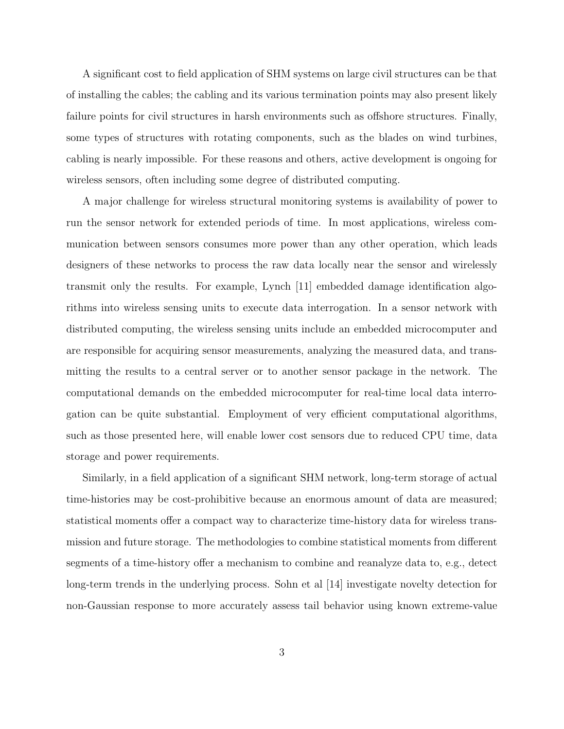A significant cost to field application of SHM systems on large civil structures can be that of installing the cables; the cabling and its various termination points may also present likely failure points for civil structures in harsh environments such as offshore structures. Finally, some types of structures with rotating components, such as the blades on wind turbines, cabling is nearly impossible. For these reasons and others, active development is ongoing for wireless sensors, often including some degree of distributed computing.

A major challenge for wireless structural monitoring systems is availability of power to run the sensor network for extended periods of time. In most applications, wireless communication between sensors consumes more power than any other operation, which leads designers of these networks to process the raw data locally near the sensor and wirelessly transmit only the results. For example, Lynch [11] embedded damage identification algorithms into wireless sensing units to execute data interrogation. In a sensor network with distributed computing, the wireless sensing units include an embedded microcomputer and are responsible for acquiring sensor measurements, analyzing the measured data, and transmitting the results to a central server or to another sensor package in the network. The computational demands on the embedded microcomputer for real-time local data interrogation can be quite substantial. Employment of very efficient computational algorithms, such as those presented here, will enable lower cost sensors due to reduced CPU time, data storage and power requirements.

Similarly, in a field application of a significant SHM network, long-term storage of actual time-histories may be cost-prohibitive because an enormous amount of data are measured; statistical moments offer a compact way to characterize time-history data for wireless transmission and future storage. The methodologies to combine statistical moments from different segments of a time-history offer a mechanism to combine and reanalyze data to, e.g., detect long-term trends in the underlying process. Sohn et al [14] investigate novelty detection for non-Gaussian response to more accurately assess tail behavior using known extreme-value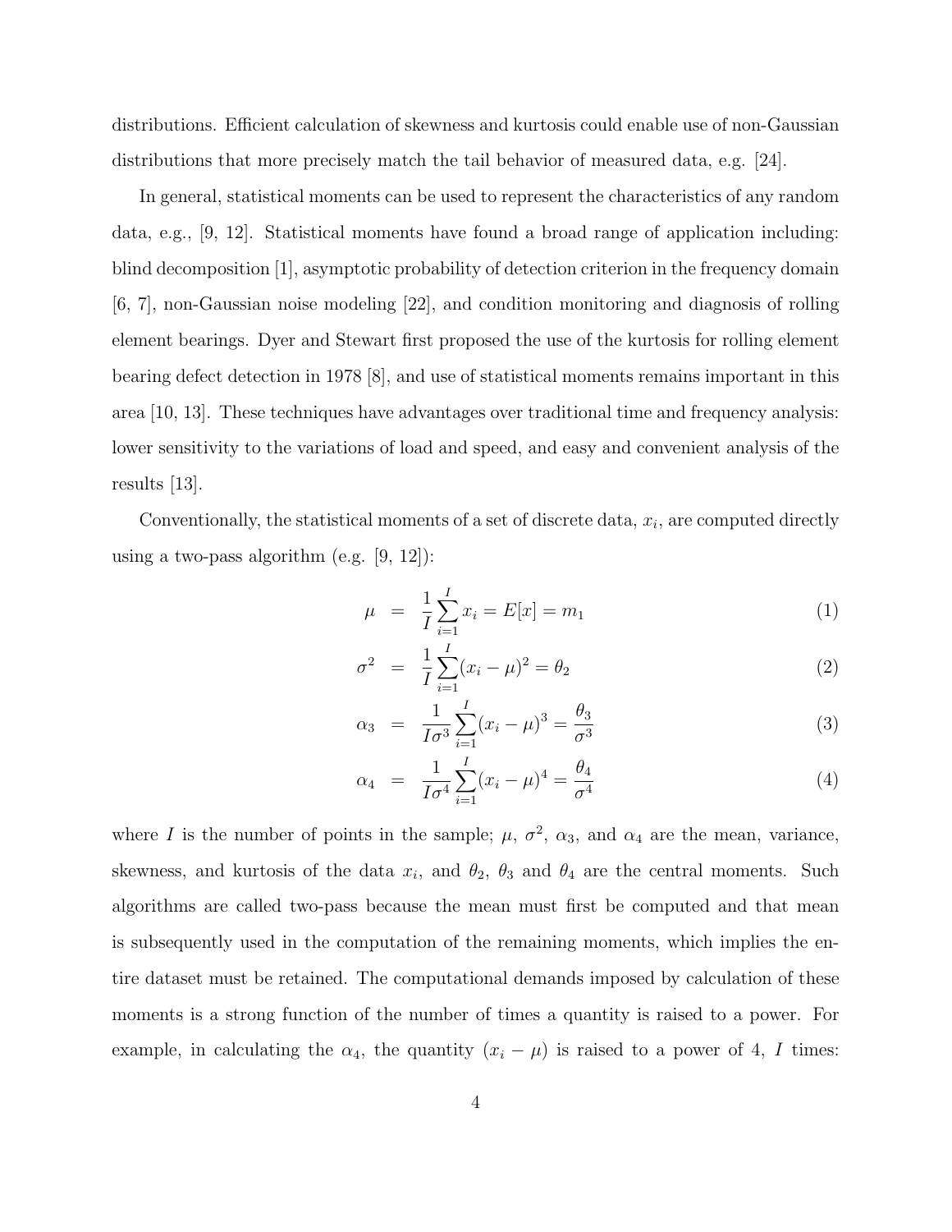distributions. Efficient calculation of skewness and kurtosis could enable use of non-Gaussian distributions that more precisely match the tail behavior of measured data, e.g. [24].

In general, statistical moments can be used to represent the characteristics of any random data, e.g., [9, 12]. Statistical moments have found a broad range of application including: blind decomposition [1], asymptotic probability of detection criterion in the frequency domain [6, 7], non-Gaussian noise modeling [22], and condition monitoring and diagnosis of rolling element bearings. Dyer and Stewart first proposed the use of the kurtosis for rolling element bearing defect detection in 1978 [8], and use of statistical moments remains important in this area [10, 13]. These techniques have advantages over traditional time and frequency analysis: lower sensitivity to the variations of load and speed, and easy and convenient analysis of the results [13].

Conventionally, the statistical moments of a set of discrete data, $x_i$, are computed directly using a two-pass algorithm (e.g. [9, 12]):

$$\mu = \frac{1}{I}\sum_{i=1}^{I} x_i = E[x] = m_1 \tag{1}$$

$$\sigma^2 = \frac{1}{I}\sum_{i=1}^{I}(x_i - \mu)^2 = \theta_2 \tag{2}$$

$$\alpha_3 = \frac{1}{I\sigma^3}\sum_{i=1}^{I}(x_i - \mu)^3 = \frac{\theta_3}{\sigma^3} \tag{3}$$

$$\alpha_4 = \frac{1}{I\sigma^4}\sum_{i=1}^{I}(x_i - \mu)^4 = \frac{\theta_4}{\sigma^4} \tag{4}$$

where $I$ is the number of points in the sample; $\mu$, $\sigma^2$, $\alpha_3$, and $\alpha_4$ are the mean, variance, skewness, and kurtosis of the data $x_i$, and $\theta_2$, $\theta_3$ and $\theta_4$ are the central moments. Such algorithms are called two-pass because the mean must first be computed and that mean is subsequently used in the computation of the remaining moments, which implies the entire dataset must be retained. The computational demands imposed by calculation of these moments is a strong function of the number of times a quantity is raised to a power. For example, in calculating the $\alpha_4$, the quantity $(x_i - \mu)$ is raised to a power of 4, $I$ times: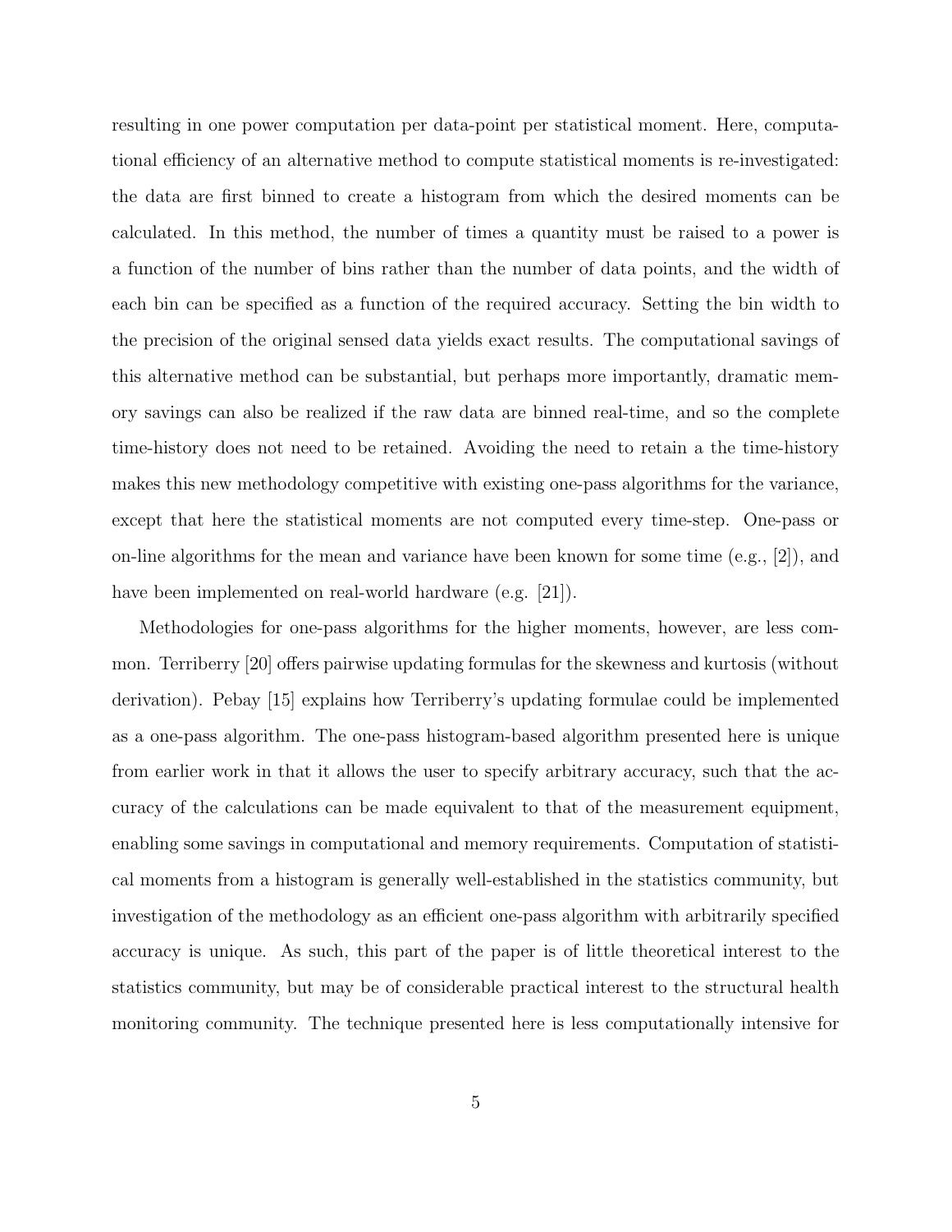resulting in one power computation per data-point per statistical moment. Here, computational efficiency of an alternative method to compute statistical moments is re-investigated: the data are first binned to create a histogram from which the desired moments can be calculated. In this method, the number of times a quantity must be raised to a power is a function of the number of bins rather than the number of data points, and the width of each bin can be specified as a function of the required accuracy. Setting the bin width to the precision of the original sensed data yields exact results. The computational savings of this alternative method can be substantial, but perhaps more importantly, dramatic memory savings can also be realized if the raw data are binned real-time, and so the complete time-history does not need to be retained. Avoiding the need to retain a the time-history makes this new methodology competitive with existing one-pass algorithms for the variance, except that here the statistical moments are not computed every time-step. One-pass or on-line algorithms for the mean and variance have been known for some time (e.g., [2]), and have been implemented on real-world hardware (e.g. [21]).

Methodologies for one-pass algorithms for the higher moments, however, are less common. Terriberry [20] offers pairwise updating formulas for the skewness and kurtosis (without derivation). Pebay [15] explains how Terriberry's updating formulae could be implemented as a one-pass algorithm. The one-pass histogram-based algorithm presented here is unique from earlier work in that it allows the user to specify arbitrary accuracy, such that the accuracy of the calculations can be made equivalent to that of the measurement equipment, enabling some savings in computational and memory requirements. Computation of statistical moments from a histogram is generally well-established in the statistics community, but investigation of the methodology as an efficient one-pass algorithm with arbitrarily specified accuracy is unique. As such, this part of the paper is of little theoretical interest to the statistics community, but may be of considerable practical interest to the structural health monitoring community. The technique presented here is less computationally intensive for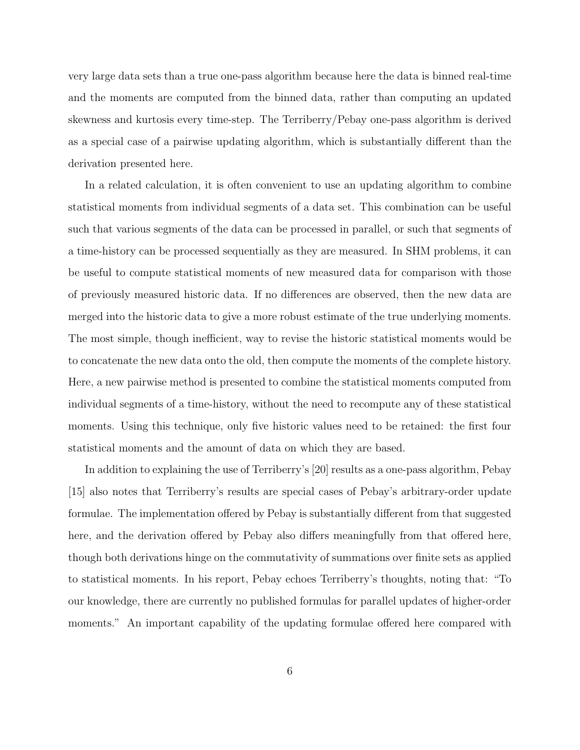very large data sets than a true one-pass algorithm because here the data is binned real-time and the moments are computed from the binned data, rather than computing an updated skewness and kurtosis every time-step. The Terriberry/Pebay one-pass algorithm is derived as a special case of a pairwise updating algorithm, which is substantially different than the derivation presented here.

In a related calculation, it is often convenient to use an updating algorithm to combine statistical moments from individual segments of a data set. This combination can be useful such that various segments of the data can be processed in parallel, or such that segments of a time-history can be processed sequentially as they are measured. In SHM problems, it can be useful to compute statistical moments of new measured data for comparison with those of previously measured historic data. If no differences are observed, then the new data are merged into the historic data to give a more robust estimate of the true underlying moments. The most simple, though inefficient, way to revise the historic statistical moments would be to concatenate the new data onto the old, then compute the moments of the complete history. Here, a new pairwise method is presented to combine the statistical moments computed from individual segments of a time-history, without the need to recompute any of these statistical moments. Using this technique, only five historic values need to be retained: the first four statistical moments and the amount of data on which they are based.

In addition to explaining the use of Terriberry's [20] results as a one-pass algorithm, Pebay [15] also notes that Terriberry's results are special cases of Pebay's arbitrary-order update formulae. The implementation offered by Pebay is substantially different from that suggested here, and the derivation offered by Pebay also differs meaningfully from that offered here, though both derivations hinge on the commutativity of summations over finite sets as applied to statistical moments. In his report, Pebay echoes Terriberry's thoughts, noting that: "To our knowledge, there are currently no published formulas for parallel updates of higher-order moments." An important capability of the updating formulae offered here compared with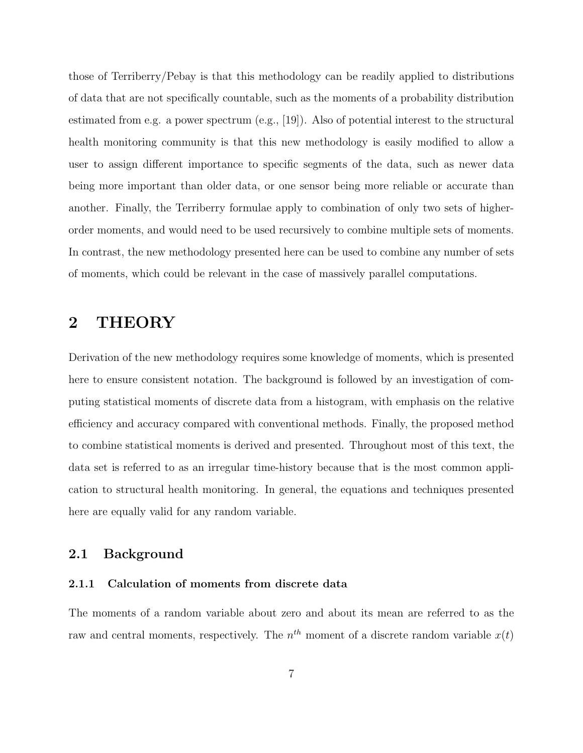those of Terriberry/Pebay is that this methodology can be readily applied to distributions of data that are not specifically countable, such as the moments of a probability distribution estimated from e.g. a power spectrum (e.g., [19]). Also of potential interest to the structural health monitoring community is that this new methodology is easily modified to allow a user to assign different importance to specific segments of the data, such as newer data being more important than older data, or one sensor being more reliable or accurate than another. Finally, the Terriberry formulae apply to combination of only two sets of higher-order moments, and would need to be used recursively to combine multiple sets of moments. In contrast, the new methodology presented here can be used to combine any number of sets of moments, which could be relevant in the case of massively parallel computations.

# 2 THEORY

Derivation of the new methodology requires some knowledge of moments, which is presented here to ensure consistent notation. The background is followed by an investigation of computing statistical moments of discrete data from a histogram, with emphasis on the relative efficiency and accuracy compared with conventional methods. Finally, the proposed method to combine statistical moments is derived and presented. Throughout most of this text, the data set is referred to as an irregular time-history because that is the most common application to structural health monitoring. In general, the equations and techniques presented here are equally valid for any random variable.

## 2.1 Background

### 2.1.1 Calculation of moments from discrete data

The moments of a random variable about zero and about its mean are referred to as the raw and central moments, respectively. The $n^{th}$ moment of a discrete random variable $x(t)$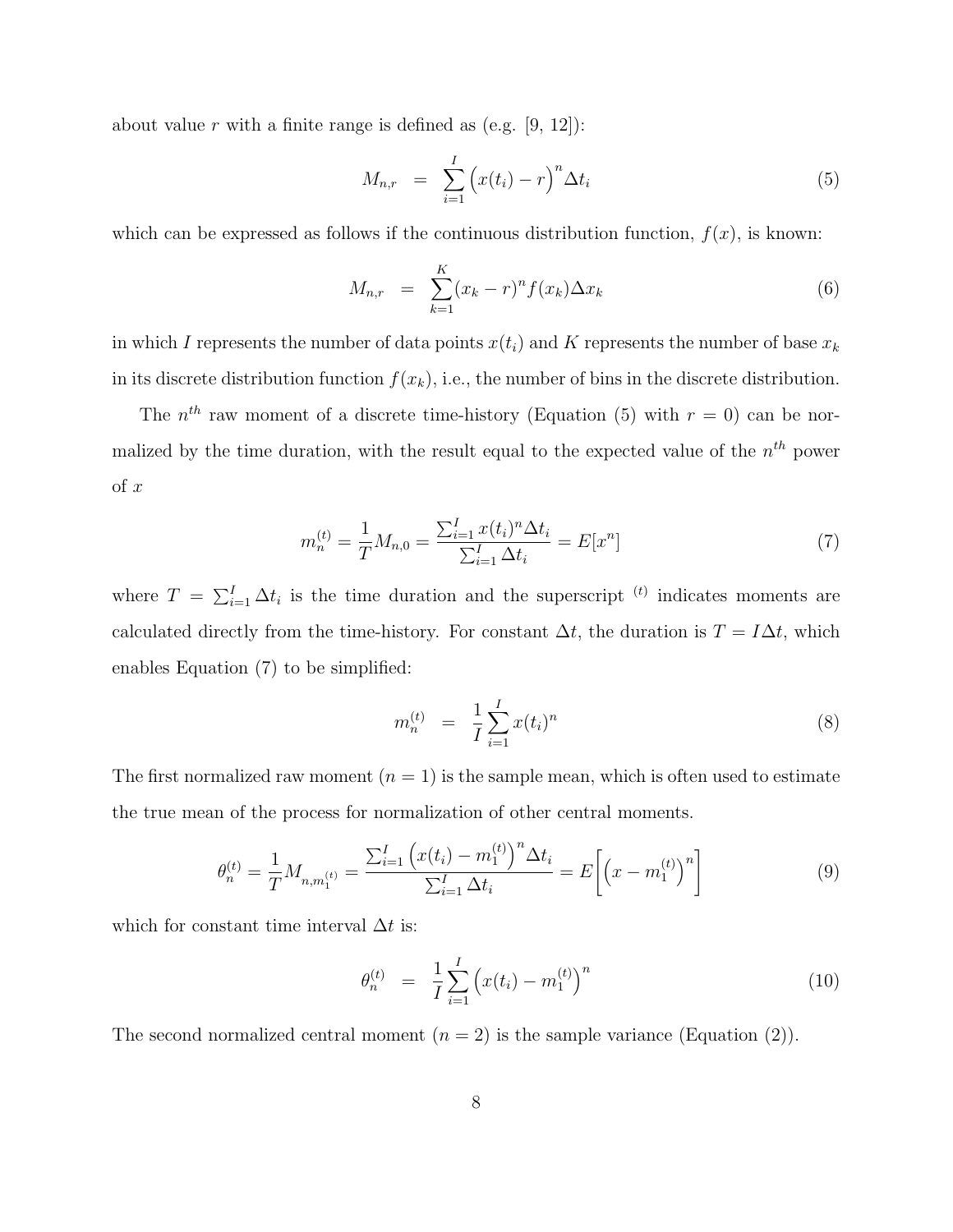about value $r$ with a finite range is defined as (e.g. [9, 12]):

$$M_{n,r} \;=\; \sum_{i=1}^{I}\Big(x(t_i) - r\Big)^n \Delta t_i \tag{5}$$

which can be expressed as follows if the continuous distribution function, $f(x)$, is known:

$$M_{n,r} \;=\; \sum_{k=1}^{K}(x_k - r)^n f(x_k)\Delta x_k \tag{6}$$

in which $I$ represents the number of data points $x(t_i)$ and $K$ represents the number of base $x_k$ in its discrete distribution function $f(x_k)$, i.e., the number of bins in the discrete distribution.

The $n^{th}$ raw moment of a discrete time-history (Equation (5) with $r = 0$) can be normalized by the time duration, with the result equal to the expected value of the $n^{th}$ power of $x$

$$m_n^{(t)} = \frac{1}{T}M_{n,0} = \frac{\sum_{i=1}^{I} x(t_i)^n \Delta t_i}{\sum_{i=1}^{I}\Delta t_i} = E[x^n] \tag{7}$$

where $T = \sum_{i=1}^{I}\Delta t_i$ is the time duration and the superscript $^{(t)}$ indicates moments are calculated directly from the time-history. For constant $\Delta t$, the duration is $T = I\Delta t$, which enables Equation (7) to be simplified:

$$m_n^{(t)} \;=\; \frac{1}{I}\sum_{i=1}^{I} x(t_i)^n \tag{8}$$

The first normalized raw moment ($n = 1$) is the sample mean, which is often used to estimate the true mean of the process for normalization of other central moments.

$$\theta_n^{(t)} = \frac{1}{T}M_{n,m_1^{(t)}} = \frac{\sum_{i=1}^{I}\Big(x(t_i) - m_1^{(t)}\Big)^n \Delta t_i}{\sum_{i=1}^{I}\Delta t_i} = E\bigg[\Big(x - m_1^{(t)}\Big)^n\bigg] \tag{9}$$

which for constant time interval $\Delta t$ is:

$$\theta_n^{(t)} \;=\; \frac{1}{I}\sum_{i=1}^{I}\Big(x(t_i) - m_1^{(t)}\Big)^n \tag{10}$$

The second normalized central moment ($n = 2$) is the sample variance (Equation (2)).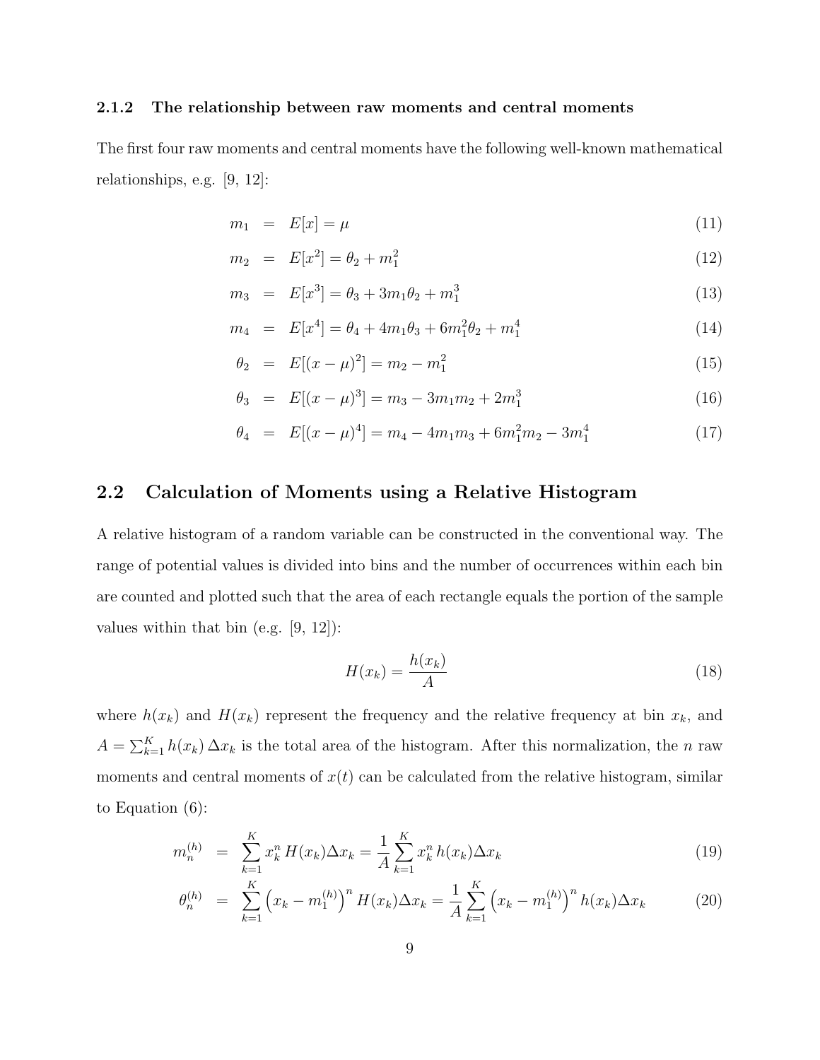### 2.1.2 The relationship between raw moments and central moments

The first four raw moments and central moments have the following well-known mathematical relationships, e.g. [9, 12]:

$$
\begin{aligned}
m_1 &= E[x] = \mu && (11) \\
m_2 &= E[x^2] = \theta_2 + m_1^2 && (12) \\
m_3 &= E[x^3] = \theta_3 + 3m_1\theta_2 + m_1^3 && (13) \\
m_4 &= E[x^4] = \theta_4 + 4m_1\theta_3 + 6m_1^2\theta_2 + m_1^4 && (14) \\
\theta_2 &= E[(x-\mu)^2] = m_2 - m_1^2 && (15) \\
\theta_3 &= E[(x-\mu)^3] = m_3 - 3m_1m_2 + 2m_1^3 && (16) \\
\theta_4 &= E[(x-\mu)^4] = m_4 - 4m_1m_3 + 6m_1^2m_2 - 3m_1^4 && (17)
\end{aligned}
$$

## 2.2 Calculation of Moments using a Relative Histogram

A relative histogram of a random variable can be constructed in the conventional way. The range of potential values is divided into bins and the number of occurrences within each bin are counted and plotted such that the area of each rectangle equals the portion of the sample values within that bin (e.g. [9, 12]):

$$
H(x_k) = \frac{h(x_k)}{A} \tag{18}
$$

where $h(x_k)$ and $H(x_k)$ represent the frequency and the relative frequency at bin $x_k$, and $A = \sum_{k=1}^{K} h(x_k)\,\Delta x_k$ is the total area of the histogram. After this normalization, the $n$ raw moments and central moments of $x(t)$ can be calculated from the relative histogram, similar to Equation (6):

$$
\begin{aligned}
m_n^{(h)} &= \sum_{k=1}^{K} x_k^n\, H(x_k)\Delta x_k = \frac{1}{A}\sum_{k=1}^{K} x_k^n\, h(x_k)\Delta x_k && (19) \\
\theta_n^{(h)} &= \sum_{k=1}^{K} \left(x_k - m_1^{(h)}\right)^n H(x_k)\Delta x_k = \frac{1}{A}\sum_{k=1}^{K} \left(x_k - m_1^{(h)}\right)^n h(x_k)\Delta x_k && (20)
\end{aligned}
$$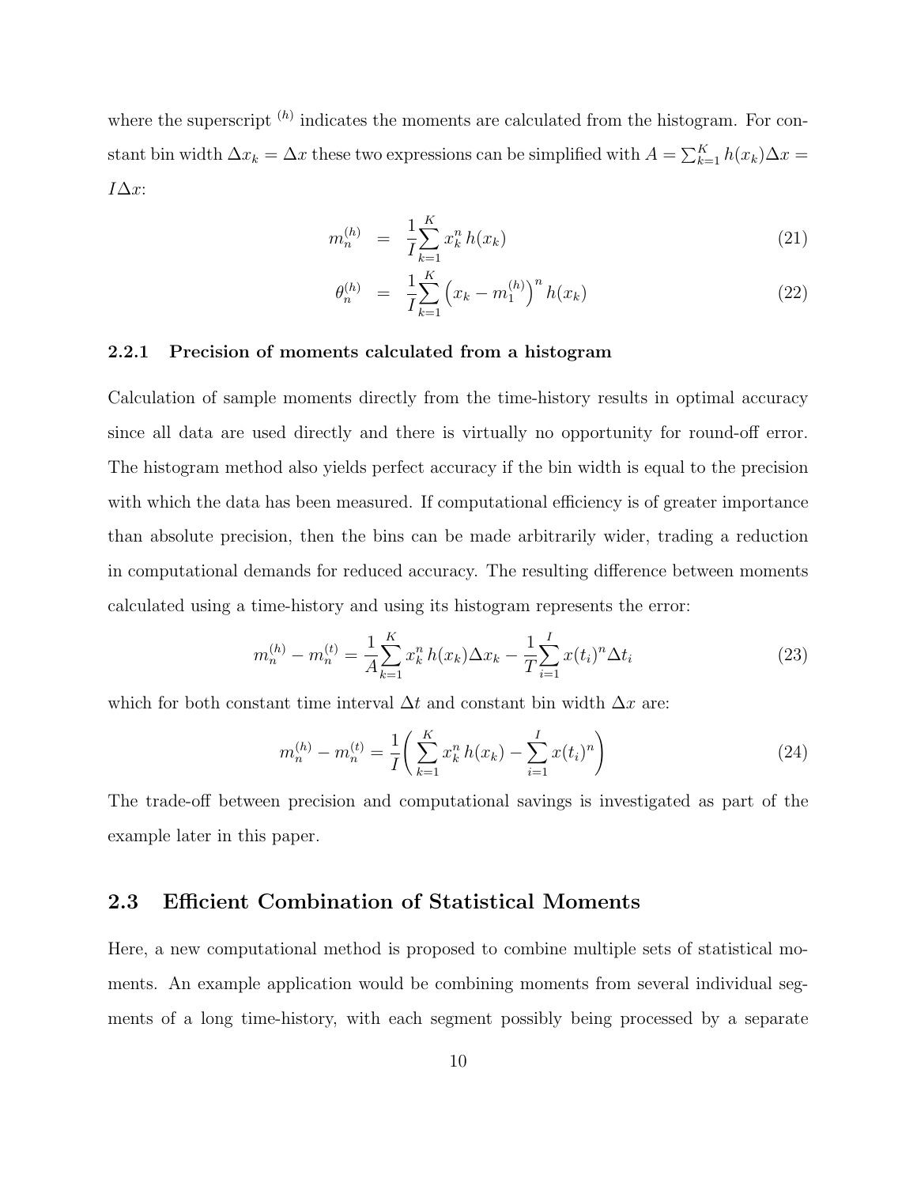where the superscript $^{(h)}$ indicates the moments are calculated from the histogram. For constant bin width $\Delta x_k = \Delta x$ these two expressions can be simplified with $A = \sum_{k=1}^{K} h(x_k)\Delta x = I\Delta x$:

$$
m_n^{(h)} = \frac{1}{I}\sum_{k=1}^{K} x_k^n \, h(x_k) \tag{21}
$$

$$
\theta_n^{(h)} = \frac{1}{I}\sum_{k=1}^{K} \left(x_k - m_1^{(h)}\right)^n h(x_k) \tag{22}
$$

### 2.2.1 Precision of moments calculated from a histogram

Calculation of sample moments directly from the time-history results in optimal accuracy since all data are used directly and there is virtually no opportunity for round-off error. The histogram method also yields perfect accuracy if the bin width is equal to the precision with which the data has been measured. If computational efficiency is of greater importance than absolute precision, then the bins can be made arbitrarily wider, trading a reduction in computational demands for reduced accuracy. The resulting difference between moments calculated using a time-history and using its histogram represents the error:

$$
m_n^{(h)} - m_n^{(t)} = \frac{1}{A}\sum_{k=1}^{K} x_k^n \, h(x_k)\Delta x_k - \frac{1}{T}\sum_{i=1}^{I} x(t_i)^n \Delta t_i \tag{23}
$$

which for both constant time interval $\Delta t$ and constant bin width $\Delta x$ are:

$$
m_n^{(h)} - m_n^{(t)} = \frac{1}{I}\left(\sum_{k=1}^{K} x_k^n \, h(x_k) - \sum_{i=1}^{I} x(t_i)^n\right) \tag{24}
$$

The trade-off between precision and computational savings is investigated as part of the example later in this paper.

## 2.3 Efficient Combination of Statistical Moments

Here, a new computational method is proposed to combine multiple sets of statistical moments. An example application would be combining moments from several individual segments of a long time-history, with each segment possibly being processed by a separate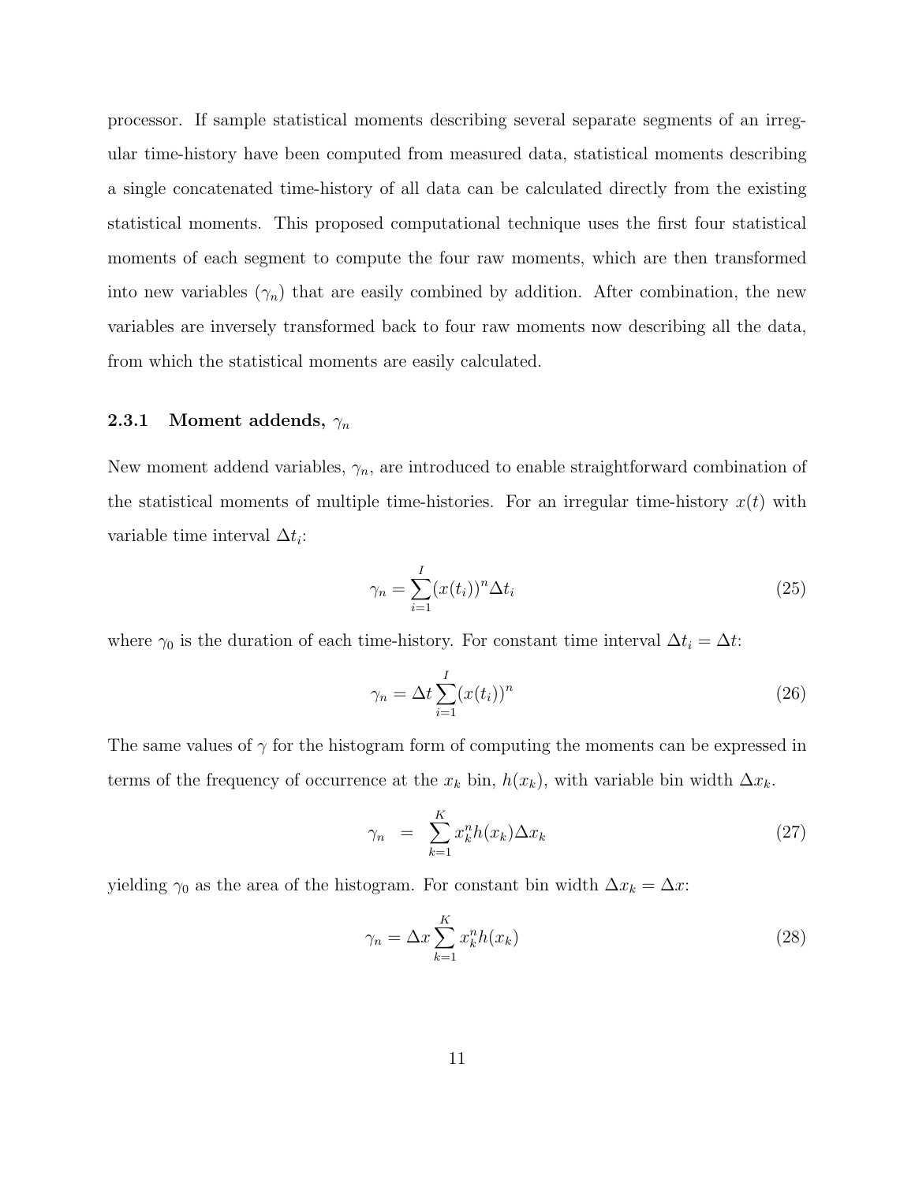processor. If sample statistical moments describing several separate segments of an irregular time-history have been computed from measured data, statistical moments describing a single concatenated time-history of all data can be calculated directly from the existing statistical moments. This proposed computational technique uses the first four statistical moments of each segment to compute the four raw moments, which are then transformed into new variables ($\gamma_n$) that are easily combined by addition. After combination, the new variables are inversely transformed back to four raw moments now describing all the data, from which the statistical moments are easily calculated.

### 2.3.1 Moment addends, $\gamma_n$

New moment addend variables, $\gamma_n$, are introduced to enable straightforward combination of the statistical moments of multiple time-histories. For an irregular time-history $x(t)$ with variable time interval $\Delta t_i$:

$$\gamma_n = \sum_{i=1}^{I} (x(t_i))^n \Delta t_i \tag{25}$$

where $\gamma_0$ is the duration of each time-history. For constant time interval $\Delta t_i = \Delta t$:

$$\gamma_n = \Delta t \sum_{i=1}^{I} (x(t_i))^n \tag{26}$$

The same values of $\gamma$ for the histogram form of computing the moments can be expressed in terms of the frequency of occurrence at the $x_k$ bin, $h(x_k)$, with variable bin width $\Delta x_k$.

$$\gamma_n = \sum_{k=1}^{K} x_k^n h(x_k) \Delta x_k \tag{27}$$

yielding $\gamma_0$ as the area of the histogram. For constant bin width $\Delta x_k = \Delta x$:

$$\gamma_n = \Delta x \sum_{k=1}^{K} x_k^n h(x_k) \tag{28}$$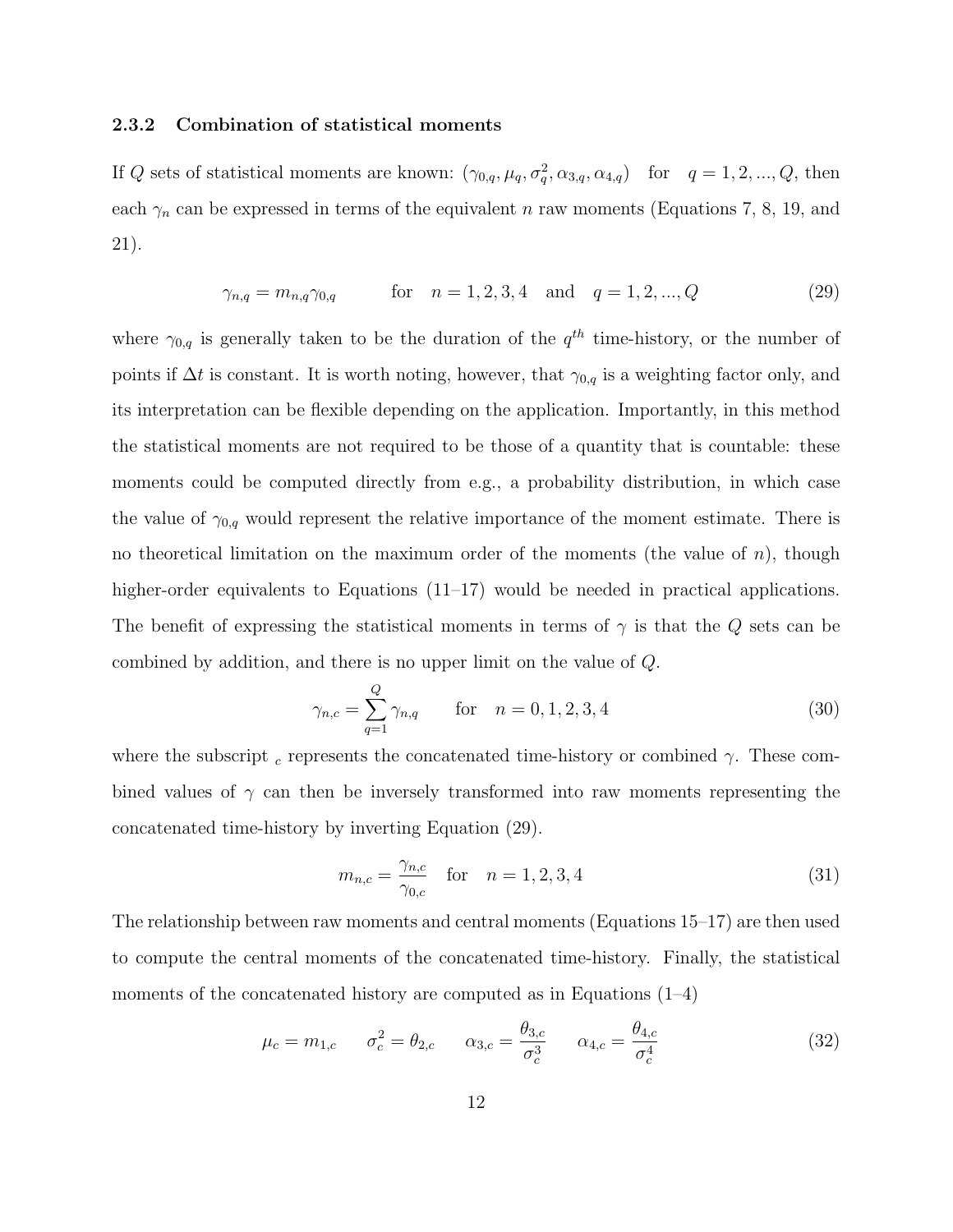### 2.3.2 Combination of statistical moments

If $Q$ sets of statistical moments are known: $(\gamma_{0,q}, \mu_q, \sigma_q^2, \alpha_{3,q}, \alpha_{4,q})$ for $q = 1, 2, ..., Q$, then each $\gamma_n$ can be expressed in terms of the equivalent $n$ raw moments (Equations 7, 8, 19, and 21).

$$\gamma_{n,q} = m_{n,q}\gamma_{0,q} \qquad \text{for} \quad n = 1, 2, 3, 4 \quad \text{and} \quad q = 1, 2, ..., Q \tag{29}$$

where $\gamma_{0,q}$ is generally taken to be the duration of the $q^{th}$ time-history, or the number of points if $\Delta t$ is constant. It is worth noting, however, that $\gamma_{0,q}$ is a weighting factor only, and its interpretation can be flexible depending on the application. Importantly, in this method the statistical moments are not required to be those of a quantity that is countable: these moments could be computed directly from e.g., a probability distribution, in which case the value of $\gamma_{0,q}$ would represent the relative importance of the moment estimate. There is no theoretical limitation on the maximum order of the moments (the value of $n$), though higher-order equivalents to Equations (11–17) would be needed in practical applications. The benefit of expressing the statistical moments in terms of $\gamma$ is that the $Q$ sets can be combined by addition, and there is no upper limit on the value of $Q$.

$$\gamma_{n,c} = \sum_{q=1}^{Q} \gamma_{n,q} \qquad \text{for} \quad n = 0, 1, 2, 3, 4 \tag{30}$$

where the subscript $_c$ represents the concatenated time-history or combined $\gamma$. These combined values of $\gamma$ can then be inversely transformed into raw moments representing the concatenated time-history by inverting Equation (29).

$$m_{n,c} = \frac{\gamma_{n,c}}{\gamma_{0,c}} \quad \text{for} \quad n = 1, 2, 3, 4 \tag{31}$$

The relationship between raw moments and central moments (Equations 15–17) are then used to compute the central moments of the concatenated time-history. Finally, the statistical moments of the concatenated history are computed as in Equations (1–4)

$$\mu_c = m_{1,c} \qquad \sigma_c^2 = \theta_{2,c} \qquad \alpha_{3,c} = \frac{\theta_{3,c}}{\sigma_c^3} \qquad \alpha_{4,c} = \frac{\theta_{4,c}}{\sigma_c^4} \tag{32}$$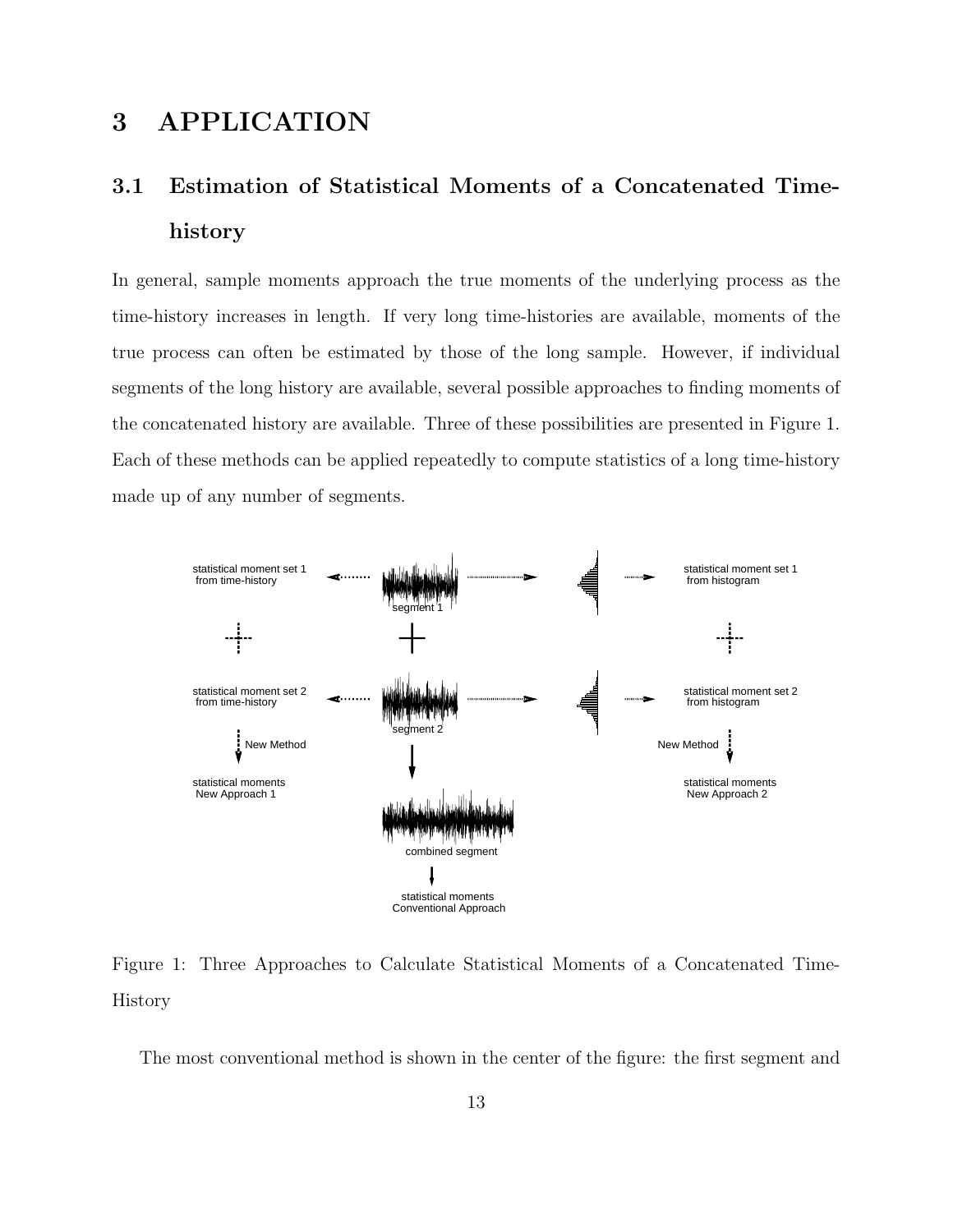# 3 APPLICATION

## 3.1 Estimation of Statistical Moments of a Concatenated Time-history

In general, sample moments approach the true moments of the underlying process as the time-history increases in length. If very long time-histories are available, moments of the true process can often be estimated by those of the long sample. However, if individual segments of the long history are available, several possible approaches to finding moments of the concatenated history are available. Three of these possibilities are presented in Figure 1. Each of these methods can be applied repeatedly to compute statistics of a long time-history made up of any number of segments.

Figure 1: Three Approaches to Calculate Statistical Moments of a Concatenated Time-History

The most conventional method is shown in the center of the figure: the first segment and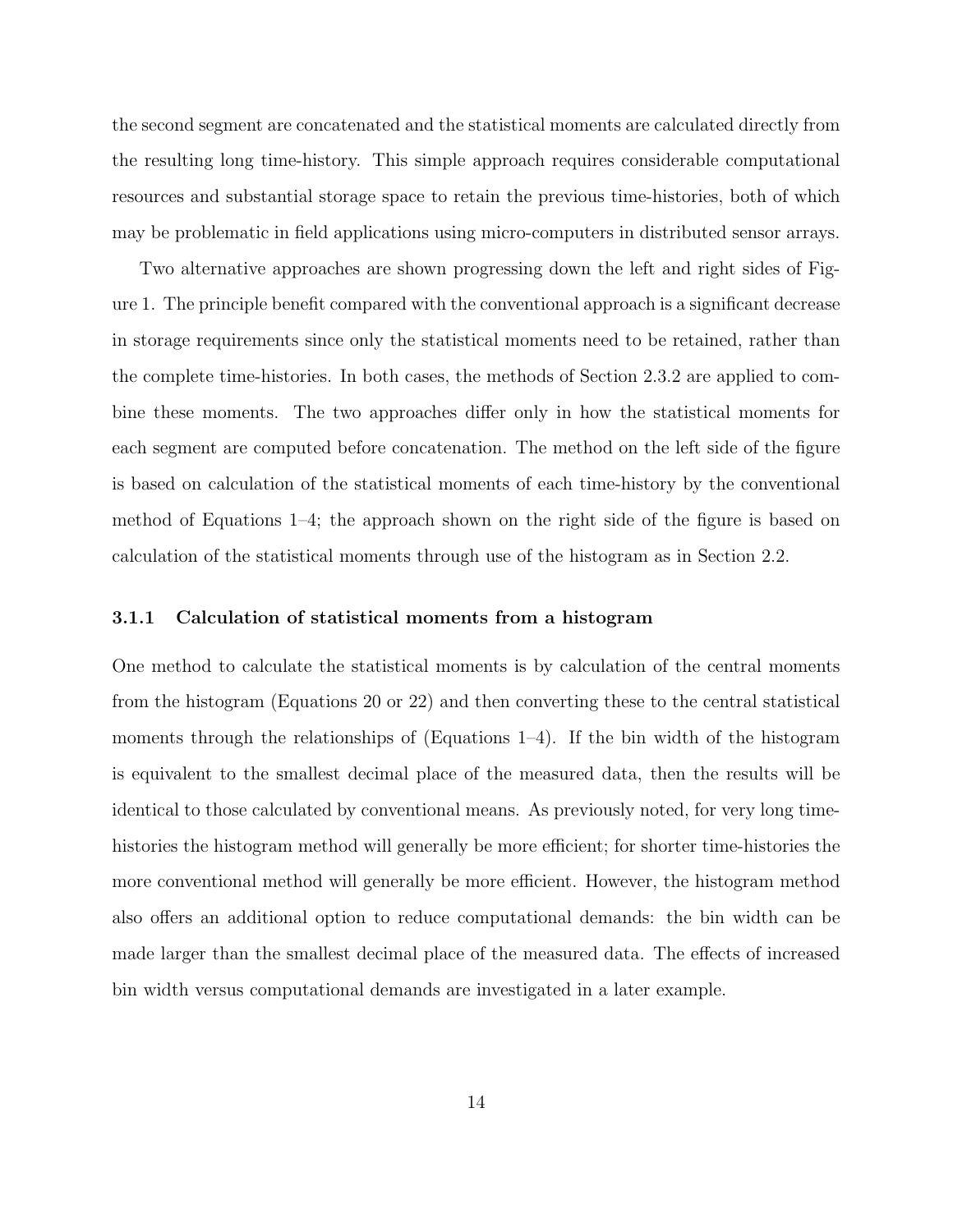the second segment are concatenated and the statistical moments are calculated directly from the resulting long time-history. This simple approach requires considerable computational resources and substantial storage space to retain the previous time-histories, both of which may be problematic in field applications using micro-computers in distributed sensor arrays.

Two alternative approaches are shown progressing down the left and right sides of Figure 1. The principle benefit compared with the conventional approach is a significant decrease in storage requirements since only the statistical moments need to be retained, rather than the complete time-histories. In both cases, the methods of Section 2.3.2 are applied to combine these moments. The two approaches differ only in how the statistical moments for each segment are computed before concatenation. The method on the left side of the figure is based on calculation of the statistical moments of each time-history by the conventional method of Equations 1–4; the approach shown on the right side of the figure is based on calculation of the statistical moments through use of the histogram as in Section 2.2.

### 3.1.1 Calculation of statistical moments from a histogram

One method to calculate the statistical moments is by calculation of the central moments from the histogram (Equations 20 or 22) and then converting these to the central statistical moments through the relationships of (Equations 1–4). If the bin width of the histogram is equivalent to the smallest decimal place of the measured data, then the results will be identical to those calculated by conventional means. As previously noted, for very long time-histories the histogram method will generally be more efficient; for shorter time-histories the more conventional method will generally be more efficient. However, the histogram method also offers an additional option to reduce computational demands: the bin width can be made larger than the smallest decimal place of the measured data. The effects of increased bin width versus computational demands are investigated in a later example.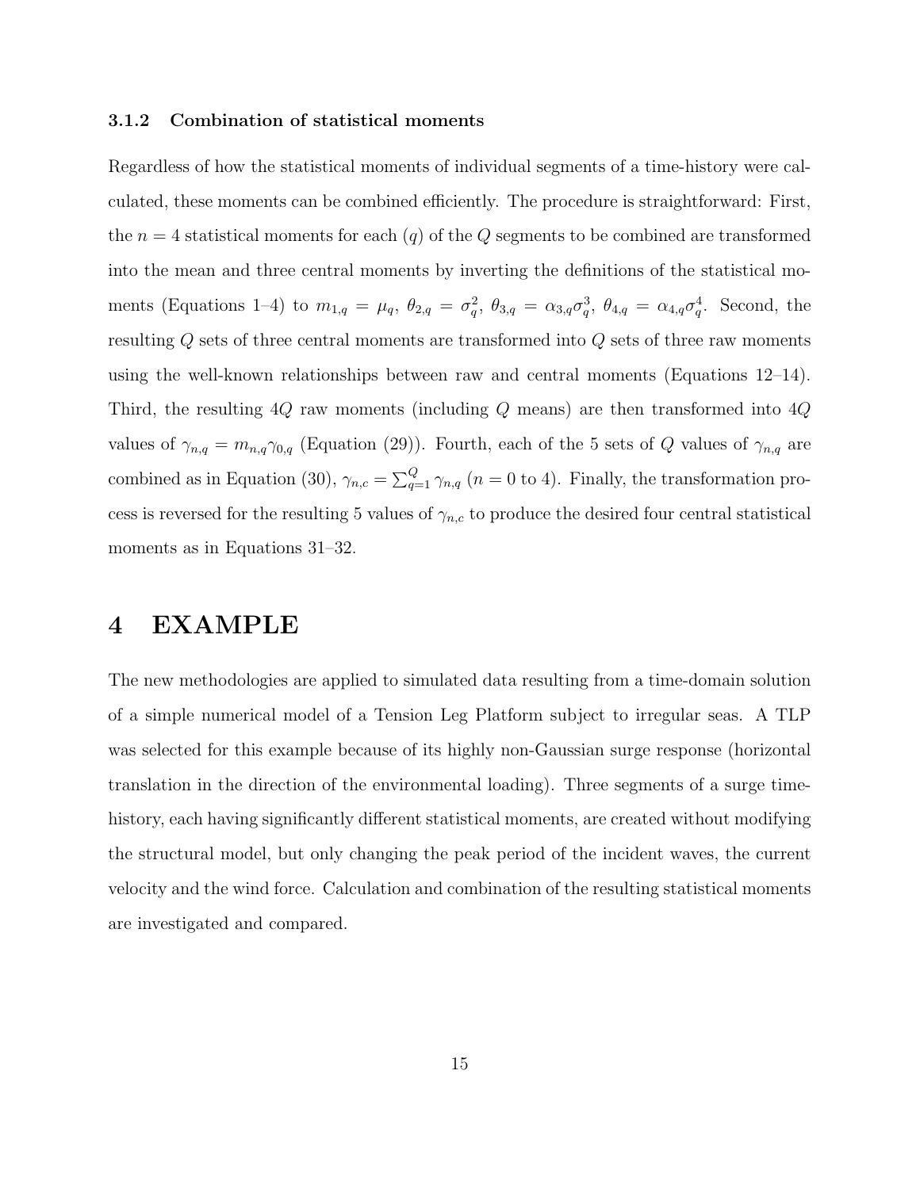### 3.1.2 Combination of statistical moments

Regardless of how the statistical moments of individual segments of a time-history were calculated, these moments can be combined efficiently. The procedure is straightforward: First, the $n = 4$ statistical moments for each ($q$) of the $Q$ segments to be combined are transformed into the mean and three central moments by inverting the definitions of the statistical moments (Equations 1–4) to $m_{1,q} = \mu_q$, $\theta_{2,q} = \sigma_q^2$, $\theta_{3,q} = \alpha_{3,q}\sigma_q^3$, $\theta_{4,q} = \alpha_{4,q}\sigma_q^4$. Second, the resulting $Q$ sets of three central moments are transformed into $Q$ sets of three raw moments using the well-known relationships between raw and central moments (Equations 12–14). Third, the resulting $4Q$ raw moments (including $Q$ means) are then transformed into $4Q$ values of $\gamma_{n,q} = m_{n,q}\gamma_{0,q}$ (Equation (29)). Fourth, each of the 5 sets of $Q$ values of $\gamma_{n,q}$ are combined as in Equation (30), $\gamma_{n,c} = \sum_{q=1}^{Q} \gamma_{n,q}$ ($n = 0$ to 4). Finally, the transformation process is reversed for the resulting 5 values of $\gamma_{n,c}$ to produce the desired four central statistical moments as in Equations 31–32.

# 4 EXAMPLE

The new methodologies are applied to simulated data resulting from a time-domain solution of a simple numerical model of a Tension Leg Platform subject to irregular seas. A TLP was selected for this example because of its highly non-Gaussian surge response (horizontal translation in the direction of the environmental loading). Three segments of a surge time-history, each having significantly different statistical moments, are created without modifying the structural model, but only changing the peak period of the incident waves, the current velocity and the wind force. Calculation and combination of the resulting statistical moments are investigated and compared.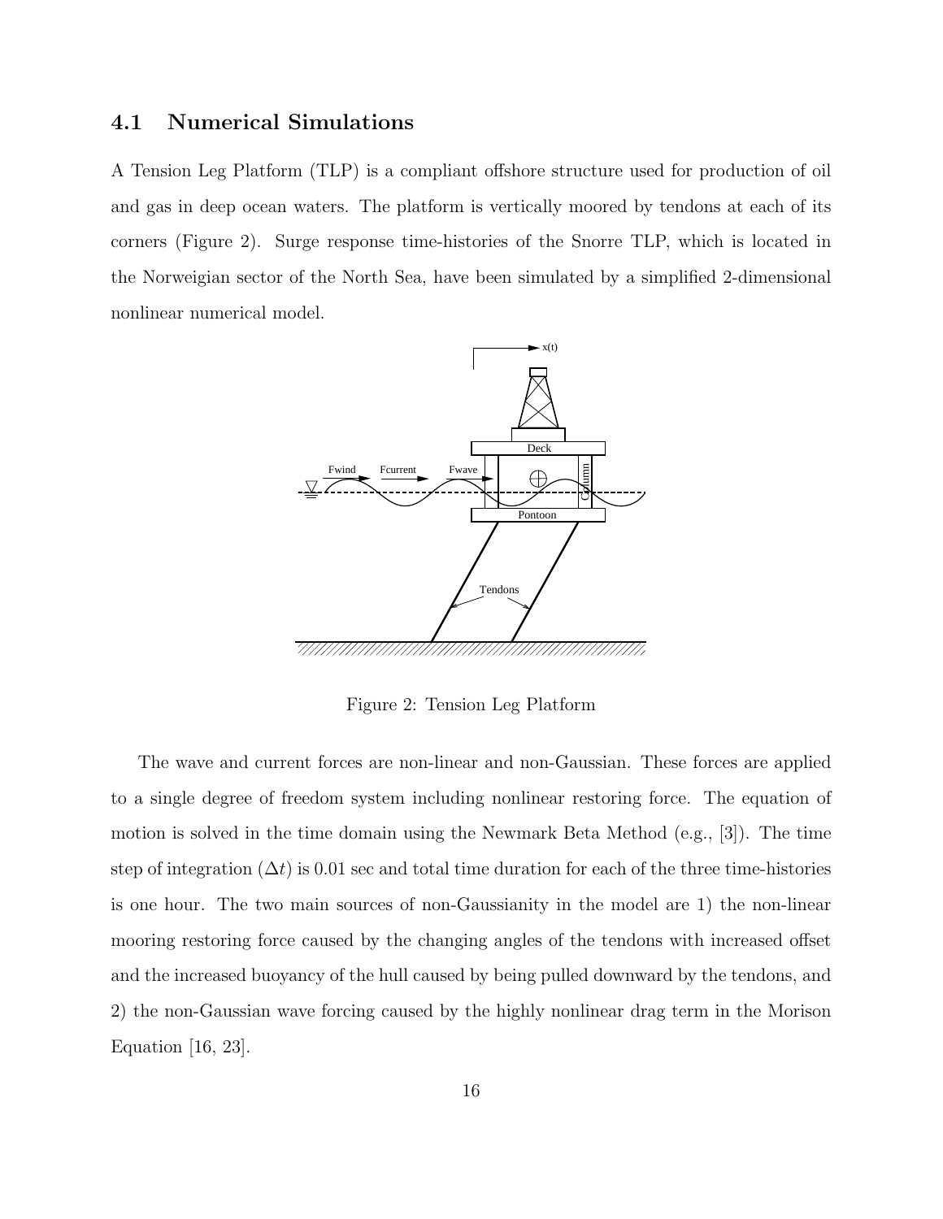## 4.1 Numerical Simulations

A Tension Leg Platform (TLP) is a compliant offshore structure used for production of oil and gas in deep ocean waters. The platform is vertically moored by tendons at each of its corners (Figure 2). Surge response time-histories of the Snorre TLP, which is located in the Norweigian sector of the North Sea, have been simulated by a simplified 2-dimensional nonlinear numerical model.

Figure 2: Tension Leg Platform

The wave and current forces are non-linear and non-Gaussian. These forces are applied to a single degree of freedom system including nonlinear restoring force. The equation of motion is solved in the time domain using the Newmark Beta Method (e.g., [3]). The time step of integration ($\Delta t$) is 0.01 sec and total time duration for each of the three time-histories is one hour. The two main sources of non-Gaussianity in the model are 1) the non-linear mooring restoring force caused by the changing angles of the tendons with increased offset and the increased buoyancy of the hull caused by being pulled downward by the tendons, and 2) the non-Gaussian wave forcing caused by the highly nonlinear drag term in the Morison Equation [16, 23].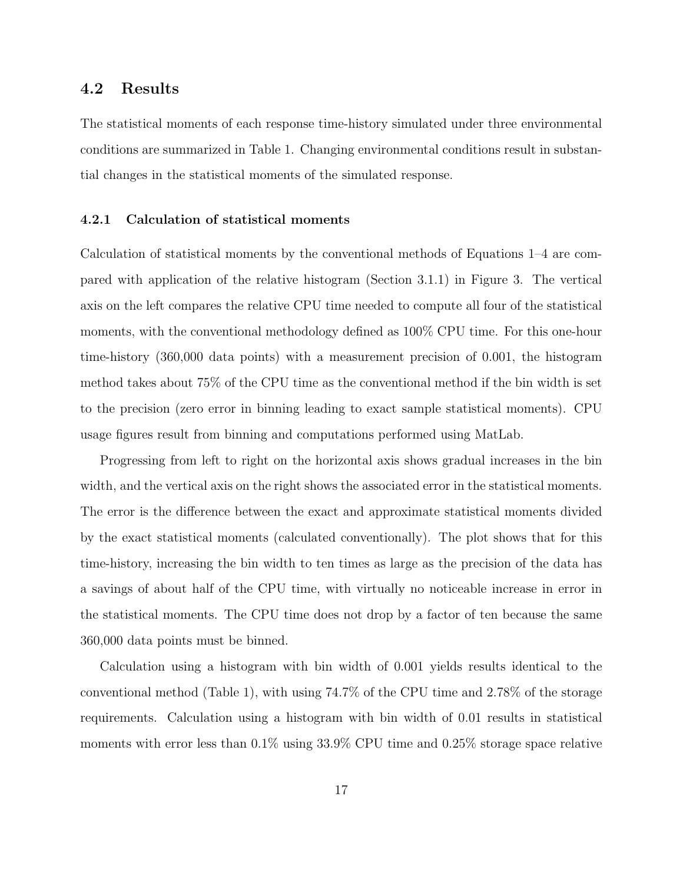## 4.2 Results

The statistical moments of each response time-history simulated under three environmental conditions are summarized in Table 1. Changing environmental conditions result in substantial changes in the statistical moments of the simulated response.

### 4.2.1 Calculation of statistical moments

Calculation of statistical moments by the conventional methods of Equations 1–4 are compared with application of the relative histogram (Section 3.1.1) in Figure 3. The vertical axis on the left compares the relative CPU time needed to compute all four of the statistical moments, with the conventional methodology defined as 100% CPU time. For this one-hour time-history (360,000 data points) with a measurement precision of 0.001, the histogram method takes about 75% of the CPU time as the conventional method if the bin width is set to the precision (zero error in binning leading to exact sample statistical moments). CPU usage figures result from binning and computations performed using MatLab.

Progressing from left to right on the horizontal axis shows gradual increases in the bin width, and the vertical axis on the right shows the associated error in the statistical moments. The error is the difference between the exact and approximate statistical moments divided by the exact statistical moments (calculated conventionally). The plot shows that for this time-history, increasing the bin width to ten times as large as the precision of the data has a savings of about half of the CPU time, with virtually no noticeable increase in error in the statistical moments. The CPU time does not drop by a factor of ten because the same 360,000 data points must be binned.

Calculation using a histogram with bin width of 0.001 yields results identical to the conventional method (Table 1), with using 74.7% of the CPU time and 2.78% of the storage requirements. Calculation using a histogram with bin width of 0.01 results in statistical moments with error less than 0.1% using 33.9% CPU time and 0.25% storage space relative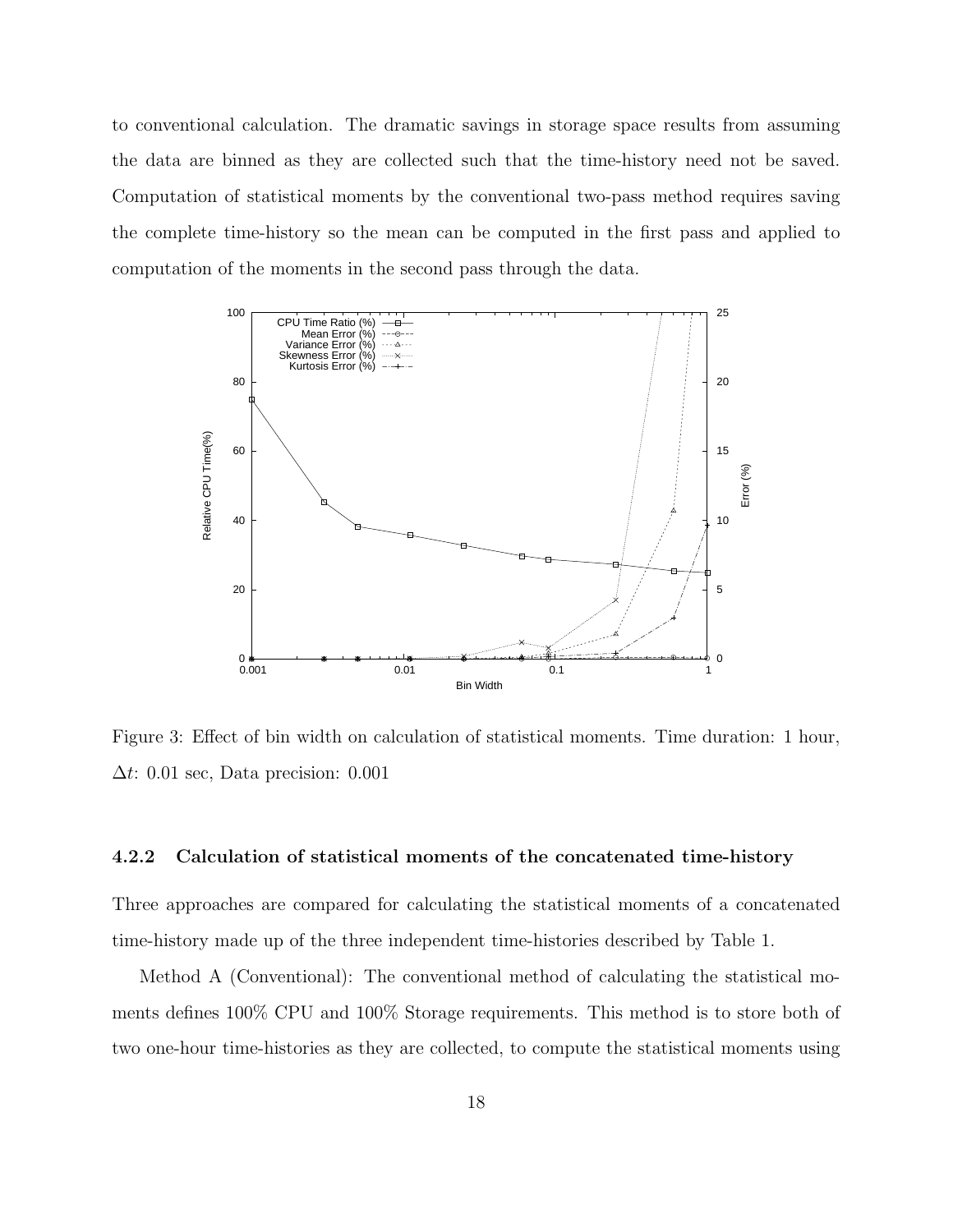to conventional calculation. The dramatic savings in storage space results from assuming the data are binned as they are collected such that the time-history need not be saved. Computation of statistical moments by the conventional two-pass method requires saving the complete time-history so the mean can be computed in the first pass and applied to computation of the moments in the second pass through the data.

Figure 3: Effect of bin width on calculation of statistical moments. Time duration: 1 hour, $\Delta t$: 0.01 sec, Data precision: 0.001

#### 4.2.2 Calculation of statistical moments of the concatenated time-history

Three approaches are compared for calculating the statistical moments of a concatenated time-history made up of the three independent time-histories described by Table 1.

Method A (Conventional): The conventional method of calculating the statistical moments defines 100% CPU and 100% Storage requirements. This method is to store both of two one-hour time-histories as they are collected, to compute the statistical moments using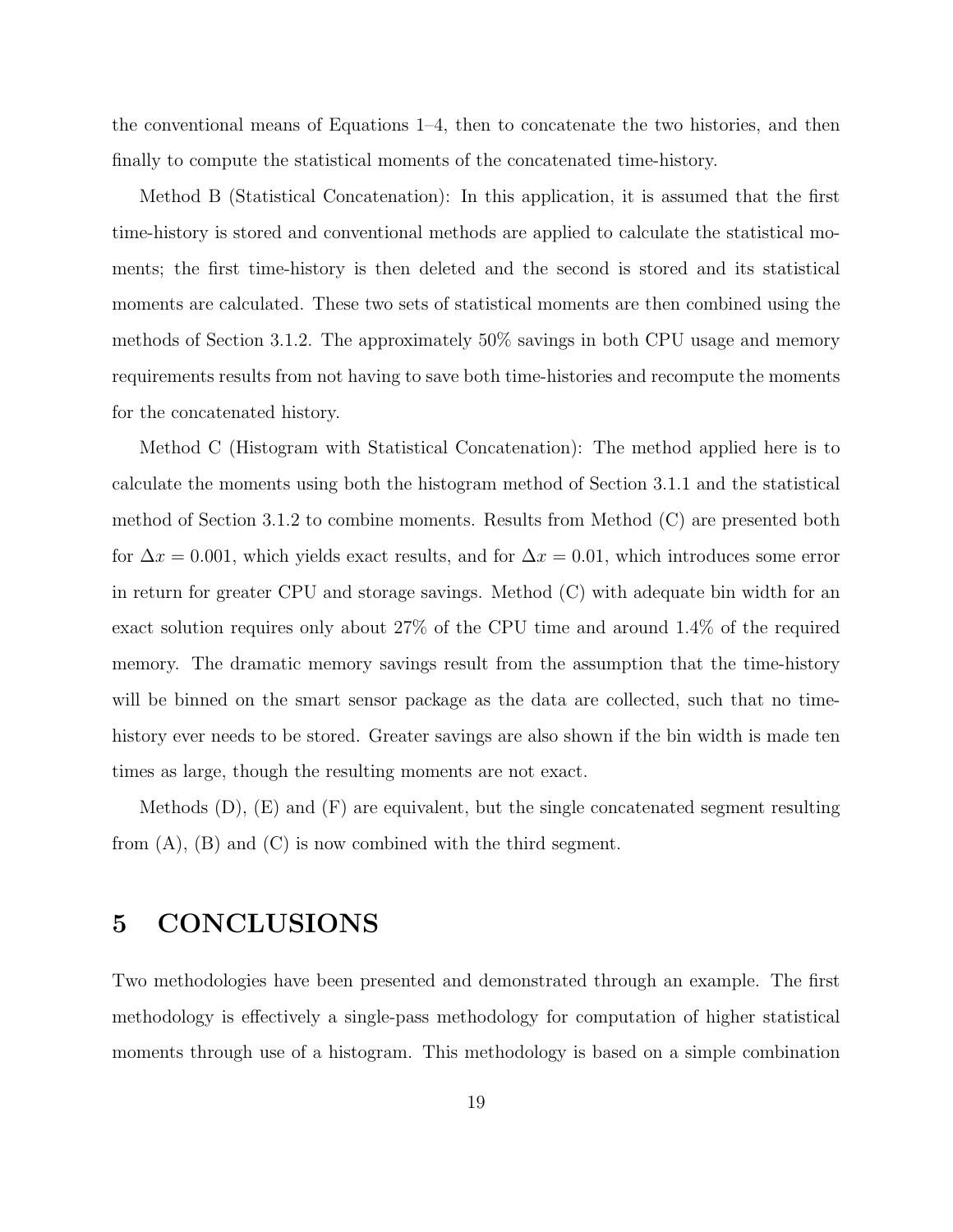the conventional means of Equations 1–4, then to concatenate the two histories, and then finally to compute the statistical moments of the concatenated time-history.

Method B (Statistical Concatenation): In this application, it is assumed that the first time-history is stored and conventional methods are applied to calculate the statistical moments; the first time-history is then deleted and the second is stored and its statistical moments are calculated. These two sets of statistical moments are then combined using the methods of Section 3.1.2. The approximately 50% savings in both CPU usage and memory requirements results from not having to save both time-histories and recompute the moments for the concatenated history.

Method C (Histogram with Statistical Concatenation): The method applied here is to calculate the moments using both the histogram method of Section 3.1.1 and the statistical method of Section 3.1.2 to combine moments. Results from Method (C) are presented both for $\Delta x = 0.001$, which yields exact results, and for $\Delta x = 0.01$, which introduces some error in return for greater CPU and storage savings. Method (C) with adequate bin width for an exact solution requires only about 27% of the CPU time and around 1.4% of the required memory. The dramatic memory savings result from the assumption that the time-history will be binned on the smart sensor package as the data are collected, such that no time-history ever needs to be stored. Greater savings are also shown if the bin width is made ten times as large, though the resulting moments are not exact.

Methods (D), (E) and (F) are equivalent, but the single concatenated segment resulting from (A), (B) and (C) is now combined with the third segment.

# 5 CONCLUSIONS

Two methodologies have been presented and demonstrated through an example. The first methodology is effectively a single-pass methodology for computation of higher statistical moments through use of a histogram. This methodology is based on a simple combination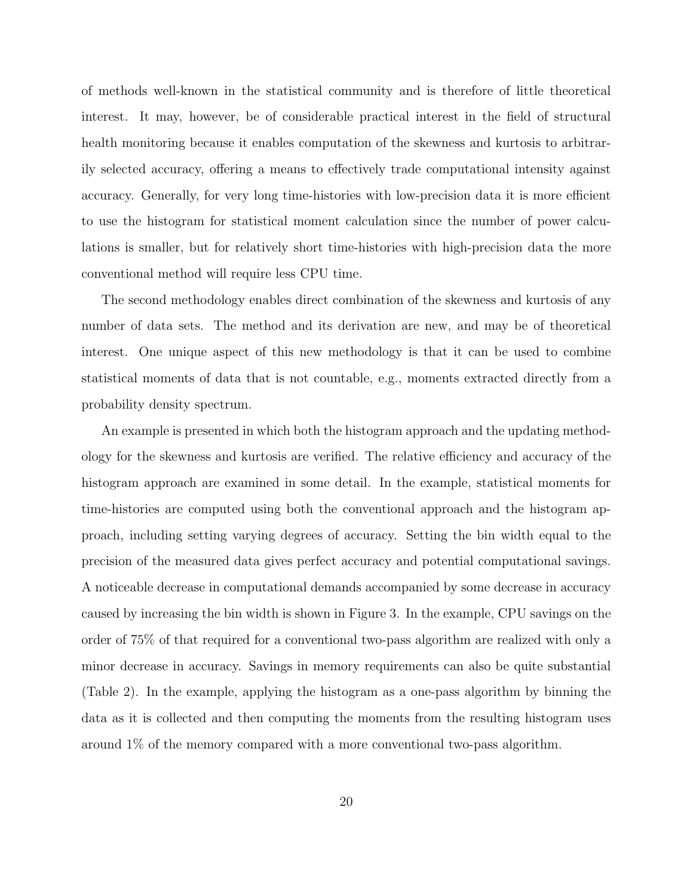of methods well-known in the statistical community and is therefore of little theoretical interest. It may, however, be of considerable practical interest in the field of structural health monitoring because it enables computation of the skewness and kurtosis to arbitrarily selected accuracy, offering a means to effectively trade computational intensity against accuracy. Generally, for very long time-histories with low-precision data it is more efficient to use the histogram for statistical moment calculation since the number of power calculations is smaller, but for relatively short time-histories with high-precision data the more conventional method will require less CPU time.

The second methodology enables direct combination of the skewness and kurtosis of any number of data sets. The method and its derivation are new, and may be of theoretical interest. One unique aspect of this new methodology is that it can be used to combine statistical moments of data that is not countable, e.g., moments extracted directly from a probability density spectrum.

An example is presented in which both the histogram approach and the updating methodology for the skewness and kurtosis are verified. The relative efficiency and accuracy of the histogram approach are examined in some detail. In the example, statistical moments for time-histories are computed using both the conventional approach and the histogram approach, including setting varying degrees of accuracy. Setting the bin width equal to the precision of the measured data gives perfect accuracy and potential computational savings. A noticeable decrease in computational demands accompanied by some decrease in accuracy caused by increasing the bin width is shown in Figure 3. In the example, CPU savings on the order of 75% of that required for a conventional two-pass algorithm are realized with only a minor decrease in accuracy. Savings in memory requirements can also be quite substantial (Table 2). In the example, applying the histogram as a one-pass algorithm by binning the data as it is collected and then computing the moments from the resulting histogram uses around 1% of the memory compared with a more conventional two-pass algorithm.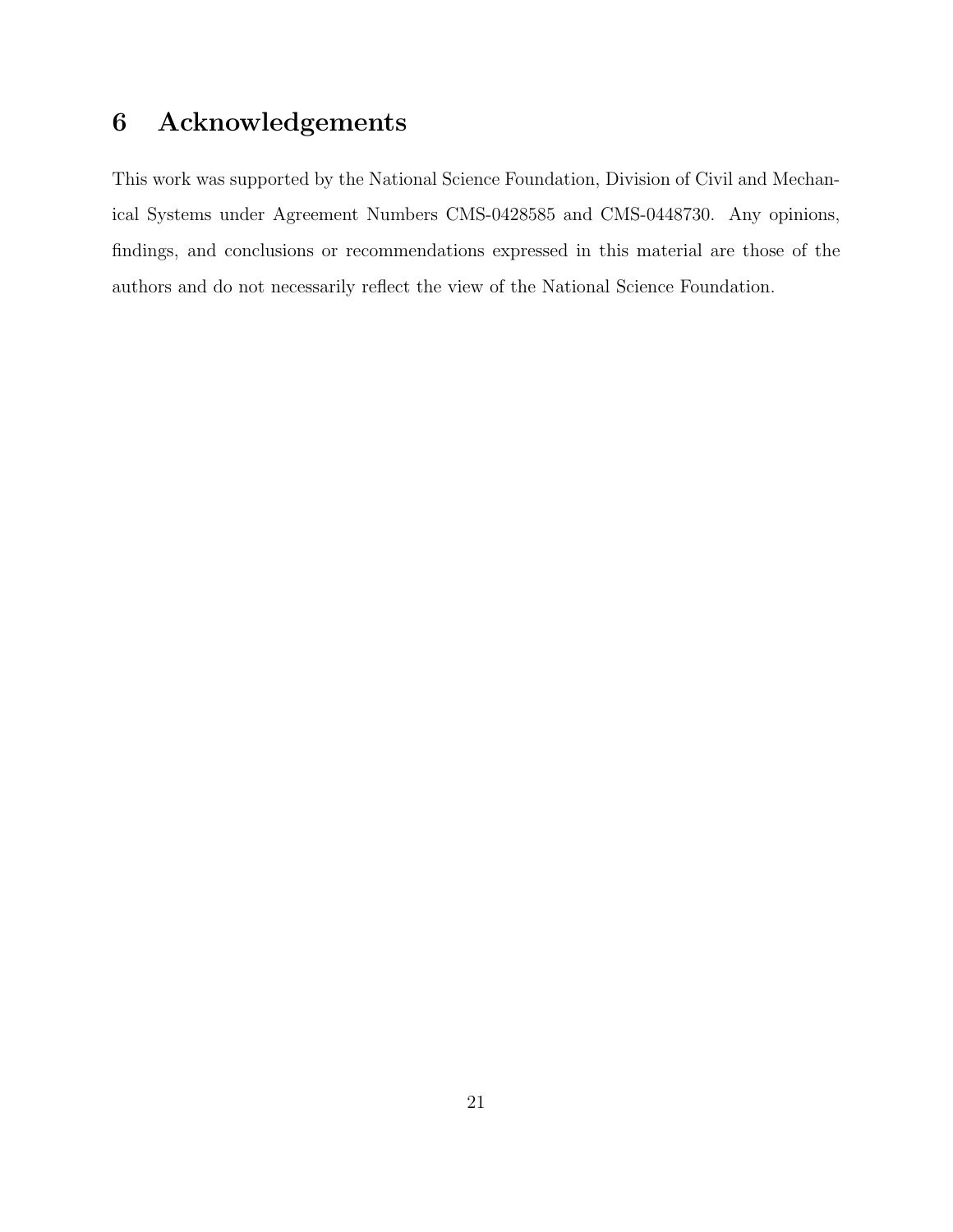# 6 Acknowledgements

This work was supported by the National Science Foundation, Division of Civil and Mechanical Systems under Agreement Numbers CMS-0428585 and CMS-0448730. Any opinions, findings, and conclusions or recommendations expressed in this material are those of the authors and do not necessarily reflect the view of the National Science Foundation.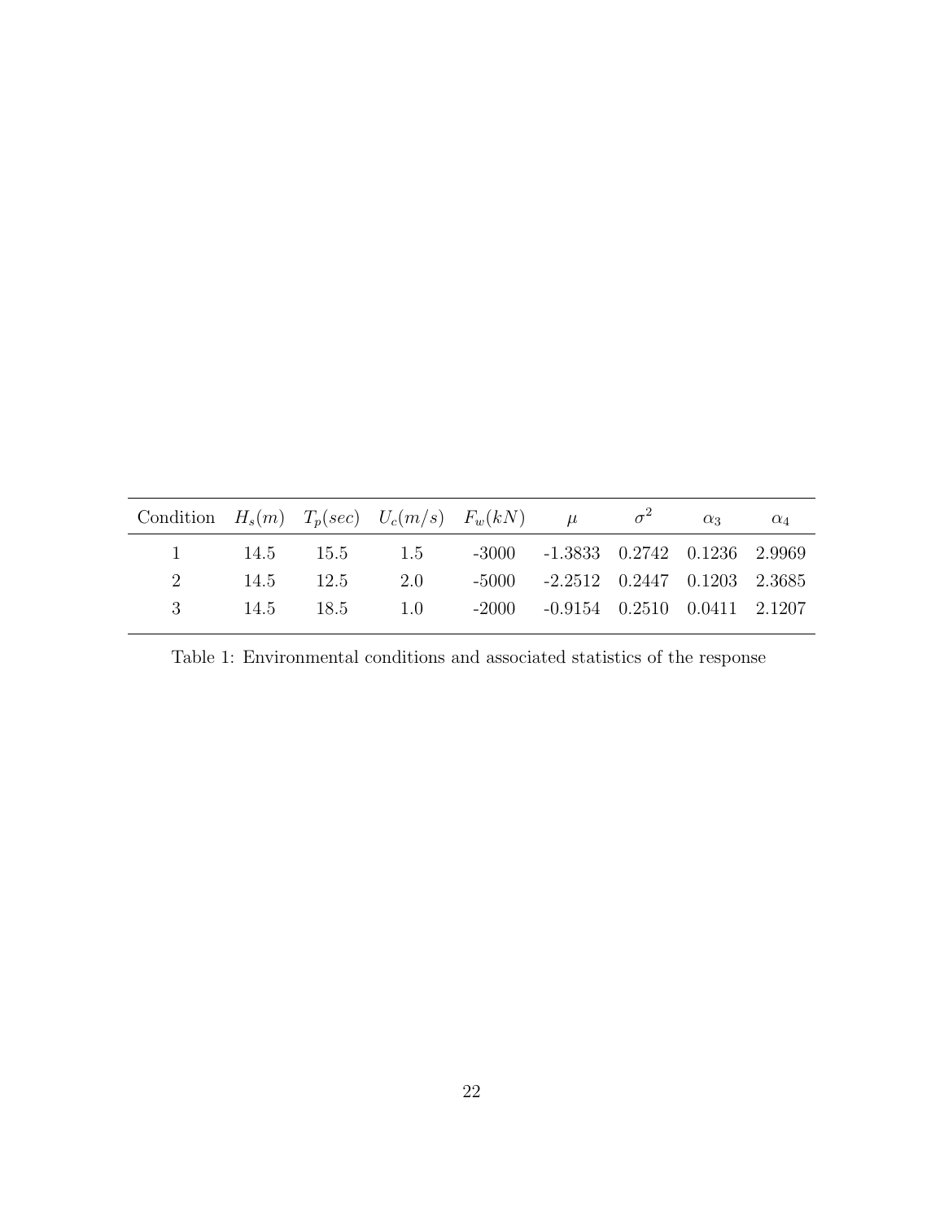| Condition | $H_s(m)$ | $T_p(sec)$ | $U_c(m/s)$ | $F_w(kN)$ | $\mu$ | $\sigma^2$ | $\alpha_3$ | $\alpha_4$ |
|---|---|---|---|---|---|---|---|---|
| 1 | 14.5 | 15.5 | 1.5 | -3000 | -1.3833 | 0.2742 | 0.1236 | 2.9969 |
| 2 | 14.5 | 12.5 | 2.0 | -5000 | -2.2512 | 0.2447 | 0.1203 | 2.3685 |
| 3 | 14.5 | 18.5 | 1.0 | -2000 | -0.9154 | 0.2510 | 0.0411 | 2.1207 |

Table 1: Environmental conditions and associated statistics of the response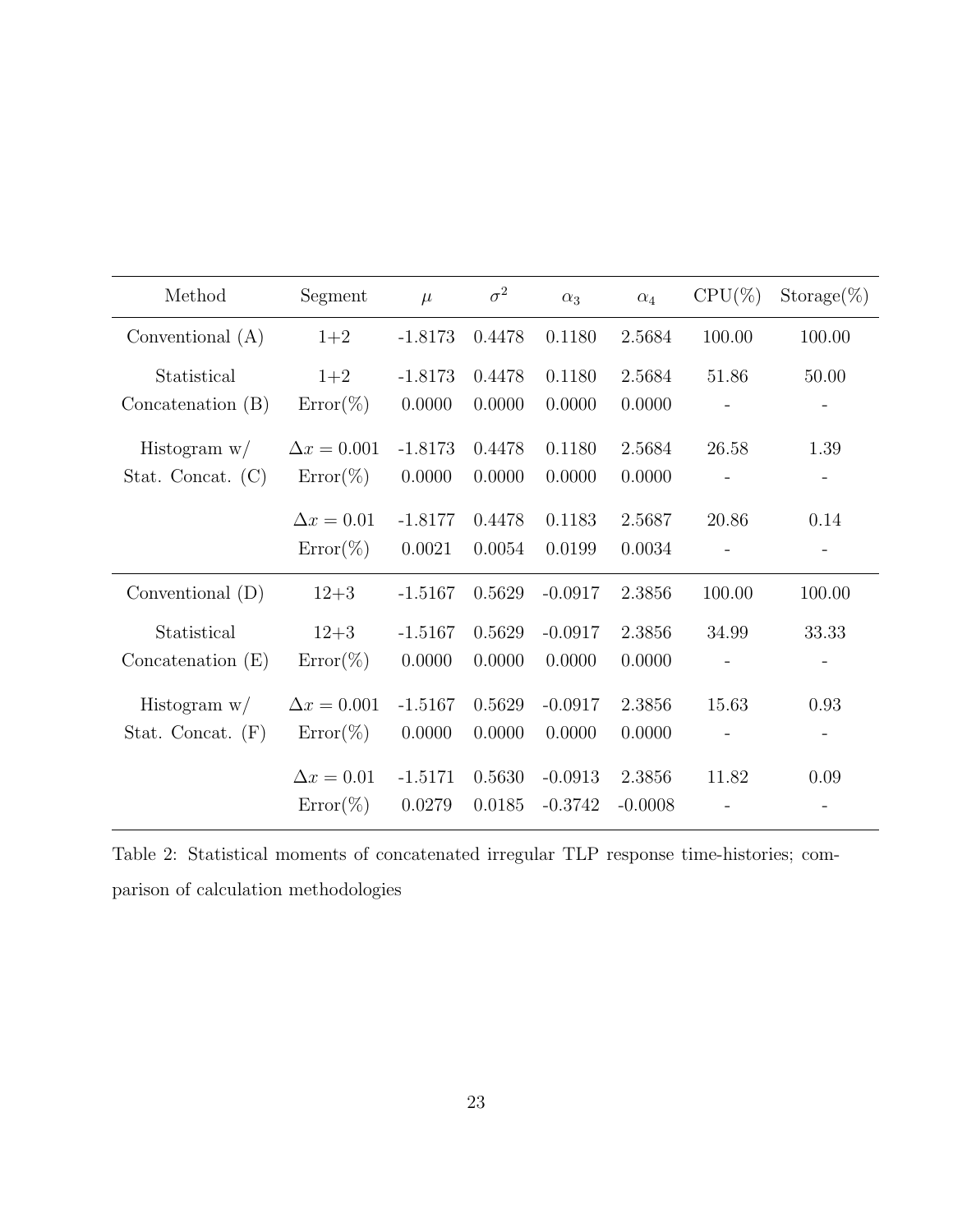| Method | Segment | $\mu$ | $\sigma^2$ | $\alpha_3$ | $\alpha_4$ | CPU(%) | Storage(%) |
|---|---|---|---|---|---|---|---|
| Conventional (A) | 1+2 | -1.8173 | 0.4478 | 0.1180 | 2.5684 | 100.00 | 100.00 |
| Statistical | 1+2 | -1.8173 | 0.4478 | 0.1180 | 2.5684 | 51.86 | 50.00 |
| Concatenation (B) | Error(%) | 0.0000 | 0.0000 | 0.0000 | 0.0000 | - | - |
| Histogram w/ | $\Delta x = 0.001$ | -1.8173 | 0.4478 | 0.1180 | 2.5684 | 26.58 | 1.39 |
| Stat. Concat. (C) | Error(%) | 0.0000 | 0.0000 | 0.0000 | 0.0000 | - | - |
| | $\Delta x = 0.01$ | -1.8177 | 0.4478 | 0.1183 | 2.5687 | 20.86 | 0.14 |
| | Error(%) | 0.0021 | 0.0054 | 0.0199 | 0.0034 | - | - |
| Conventional (D) | 12+3 | -1.5167 | 0.5629 | -0.0917 | 2.3856 | 100.00 | 100.00 |
| Statistical | 12+3 | -1.5167 | 0.5629 | -0.0917 | 2.3856 | 34.99 | 33.33 |
| Concatenation (E) | Error(%) | 0.0000 | 0.0000 | 0.0000 | 0.0000 | - | - |
| Histogram w/ | $\Delta x = 0.001$ | -1.5167 | 0.5629 | -0.0917 | 2.3856 | 15.63 | 0.93 |
| Stat. Concat. (F) | Error(%) | 0.0000 | 0.0000 | 0.0000 | 0.0000 | - | - |
| | $\Delta x = 0.01$ | -1.5171 | 0.5630 | -0.0913 | 2.3856 | 11.82 | 0.09 |
| | Error(%) | 0.0279 | 0.0185 | -0.3742 | -0.0008 | - | - |

Table 2: Statistical moments of concatenated irregular TLP response time-histories; comparison of calculation methodologies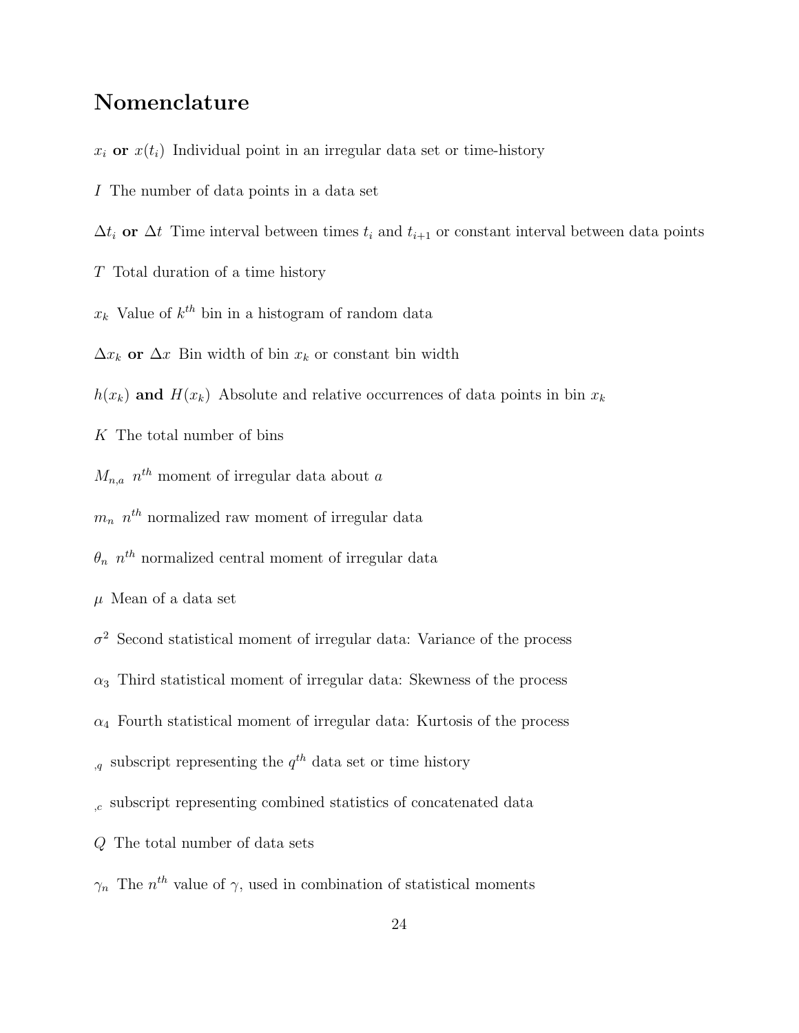# Nomenclature

$x_i$ **or** $x(t_i)$ Individual point in an irregular data set or time-history

$I$ The number of data points in a data set

$\Delta t_i$ **or** $\Delta t$ Time interval between times $t_i$ and $t_{i+1}$ or constant interval between data points

$T$ Total duration of a time history

$x_k$ Value of $k^{th}$ bin in a histogram of random data

$\Delta x_k$ **or** $\Delta x$ Bin width of bin $x_k$ or constant bin width

$h(x_k)$ **and** $H(x_k)$ Absolute and relative occurrences of data points in bin $x_k$

$K$ The total number of bins

$M_{n,a}$ $n^{th}$ moment of irregular data about $a$

$m_n$ $n^{th}$ normalized raw moment of irregular data

$\theta_n$ $n^{th}$ normalized central moment of irregular data

$\mu$ Mean of a data set

$\sigma^2$ Second statistical moment of irregular data: Variance of the process

$\alpha_3$ Third statistical moment of irregular data: Skewness of the process

$\alpha_4$ Fourth statistical moment of irregular data: Kurtosis of the process

$_{,q}$ subscript representing the $q^{th}$ data set or time history

$_{,c}$ subscript representing combined statistics of concatenated data

$Q$ The total number of data sets

$\gamma_n$ The $n^{th}$ value of $\gamma$, used in combination of statistical moments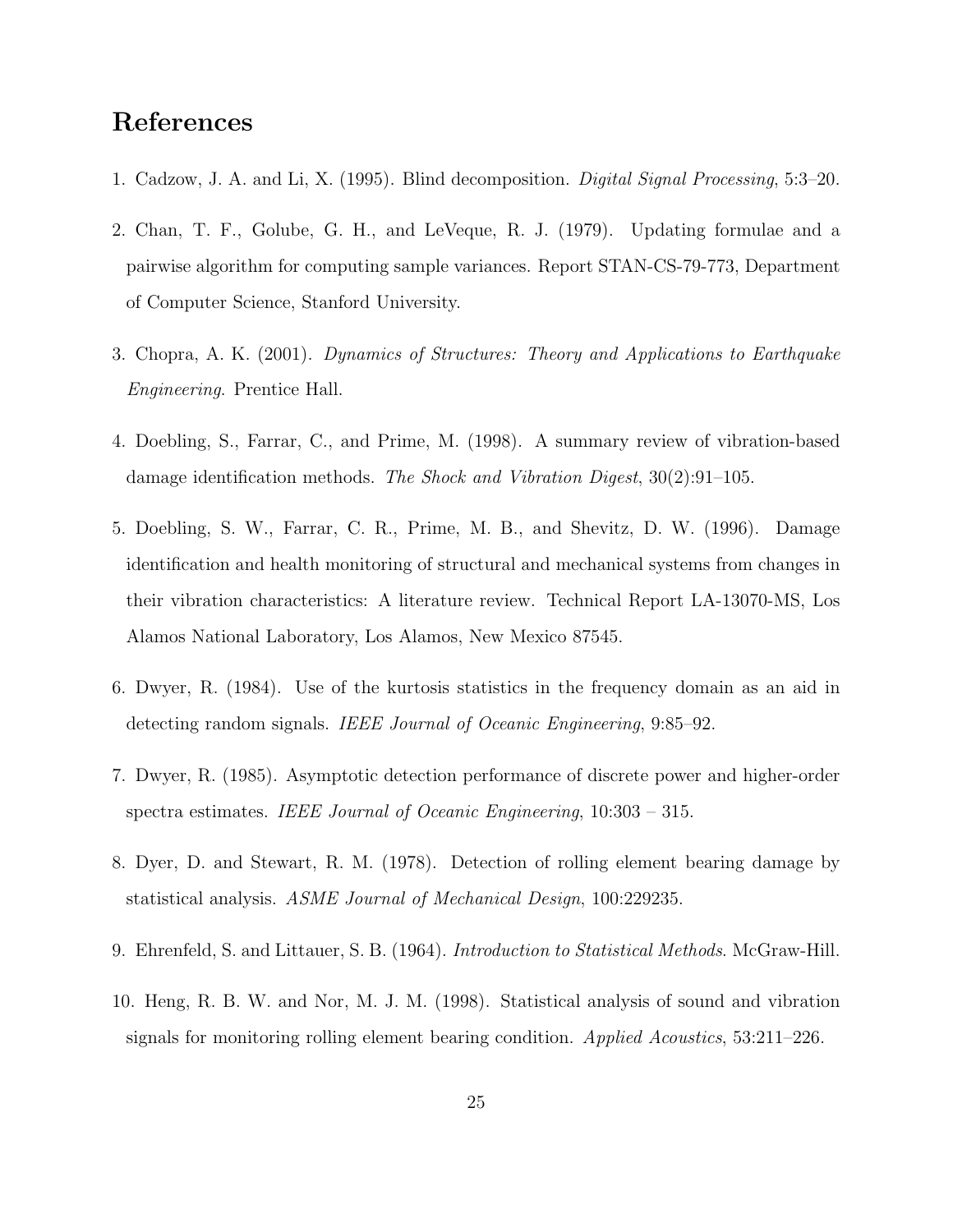# References

1. Cadzow, J. A. and Li, X. (1995). Blind decomposition. *Digital Signal Processing*, 5:3–20.

2. Chan, T. F., Golube, G. H., and LeVeque, R. J. (1979). Updating formulae and a pairwise algorithm for computing sample variances. Report STAN-CS-79-773, Department of Computer Science, Stanford University.

3. Chopra, A. K. (2001). *Dynamics of Structures: Theory and Applications to Earthquake Engineering*. Prentice Hall.

4. Doebling, S., Farrar, C., and Prime, M. (1998). A summary review of vibration-based damage identification methods. *The Shock and Vibration Digest*, 30(2):91–105.

5. Doebling, S. W., Farrar, C. R., Prime, M. B., and Shevitz, D. W. (1996). Damage identification and health monitoring of structural and mechanical systems from changes in their vibration characteristics: A literature review. Technical Report LA-13070-MS, Los Alamos National Laboratory, Los Alamos, New Mexico 87545.

6. Dwyer, R. (1984). Use of the kurtosis statistics in the frequency domain as an aid in detecting random signals. *IEEE Journal of Oceanic Engineering*, 9:85–92.

7. Dwyer, R. (1985). Asymptotic detection performance of discrete power and higher-order spectra estimates. *IEEE Journal of Oceanic Engineering*, 10:303 – 315.

8. Dyer, D. and Stewart, R. M. (1978). Detection of rolling element bearing damage by statistical analysis. *ASME Journal of Mechanical Design*, 100:229235.

9. Ehrenfeld, S. and Littauer, S. B. (1964). *Introduction to Statistical Methods*. McGraw-Hill.

10. Heng, R. B. W. and Nor, M. J. M. (1998). Statistical analysis of sound and vibration signals for monitoring rolling element bearing condition. *Applied Acoustics*, 53:211–226.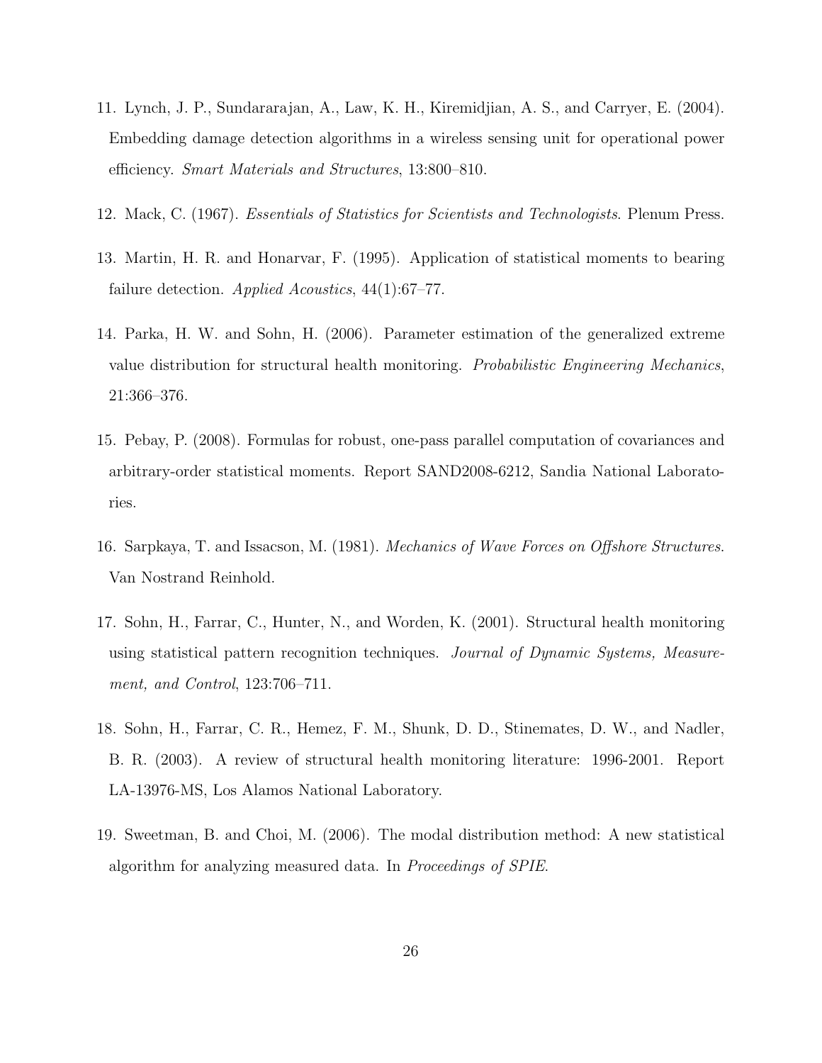11. Lynch, J. P., Sundararajan, A., Law, K. H., Kiremidjian, A. S., and Carryer, E. (2004). Embedding damage detection algorithms in a wireless sensing unit for operational power efficiency. *Smart Materials and Structures*, 13:800–810.

12. Mack, C. (1967). *Essentials of Statistics for Scientists and Technologists*. Plenum Press.

13. Martin, H. R. and Honarvar, F. (1995). Application of statistical moments to bearing failure detection. *Applied Acoustics*, 44(1):67–77.

14. Parka, H. W. and Sohn, H. (2006). Parameter estimation of the generalized extreme value distribution for structural health monitoring. *Probabilistic Engineering Mechanics*, 21:366–376.

15. Pebay, P. (2008). Formulas for robust, one-pass parallel computation of covariances and arbitrary-order statistical moments. Report SAND2008-6212, Sandia National Laboratories.

16. Sarpkaya, T. and Issacson, M. (1981). *Mechanics of Wave Forces on Offshore Structures*. Van Nostrand Reinhold.

17. Sohn, H., Farrar, C., Hunter, N., and Worden, K. (2001). Structural health monitoring using statistical pattern recognition techniques. *Journal of Dynamic Systems, Measurement, and Control*, 123:706–711.

18. Sohn, H., Farrar, C. R., Hemez, F. M., Shunk, D. D., Stinemates, D. W., and Nadler, B. R. (2003). A review of structural health monitoring literature: 1996-2001. Report LA-13976-MS, Los Alamos National Laboratory.

19. Sweetman, B. and Choi, M. (2006). The modal distribution method: A new statistical algorithm for analyzing measured data. In *Proceedings of SPIE*.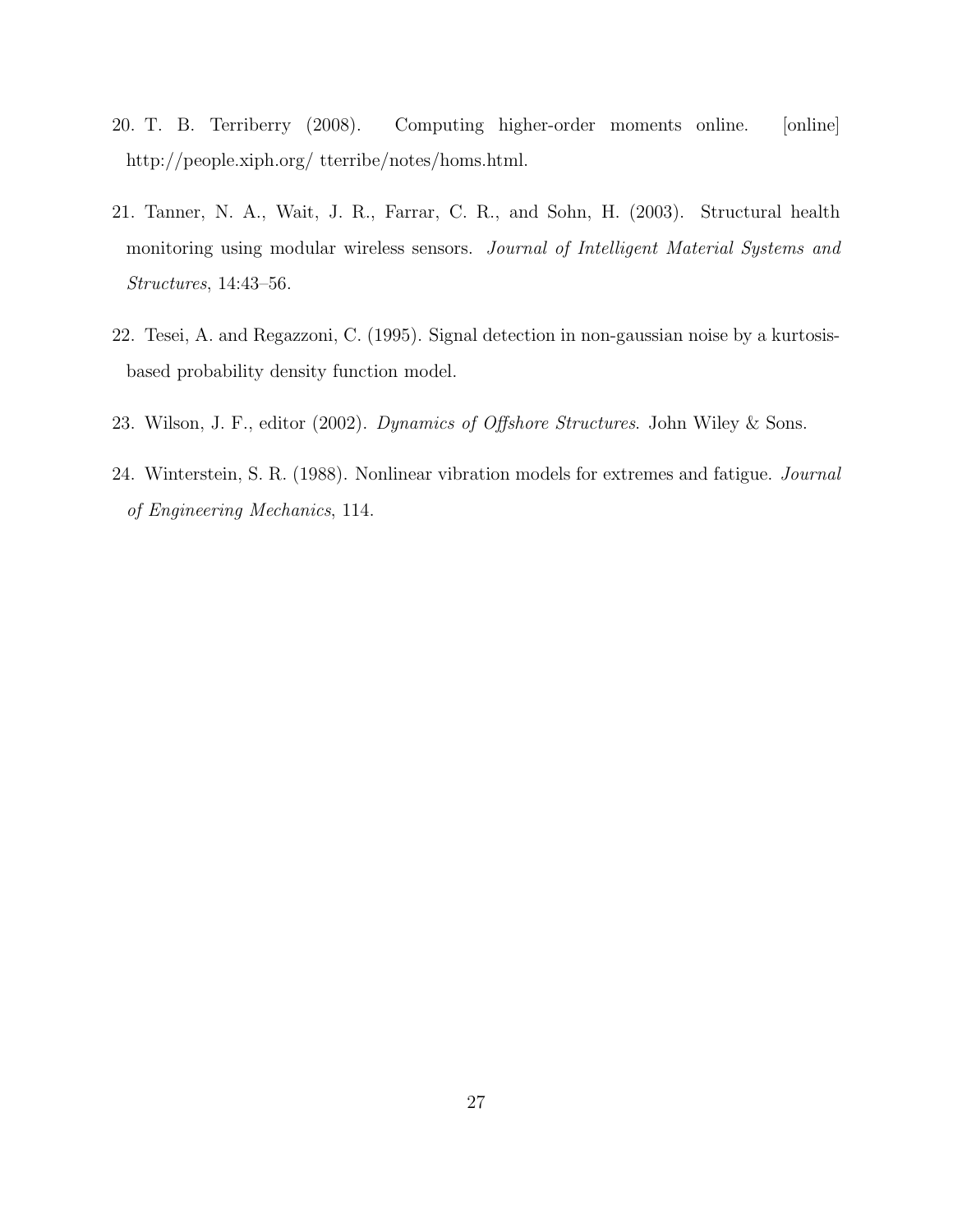20. T. B. Terriberry (2008). Computing higher-order moments online. [online] http://people.xiph.org/ tterribe/notes/homs.html.

21. Tanner, N. A., Wait, J. R., Farrar, C. R., and Sohn, H. (2003). Structural health monitoring using modular wireless sensors. *Journal of Intelligent Material Systems and Structures*, 14:43–56.

22. Tesei, A. and Regazzoni, C. (1995). Signal detection in non-gaussian noise by a kurtosis-based probability density function model.

23. Wilson, J. F., editor (2002). *Dynamics of Offshore Structures*. John Wiley & Sons.

24. Winterstein, S. R. (1988). Nonlinear vibration models for extremes and fatigue. *Journal of Engineering Mechanics*, 114.